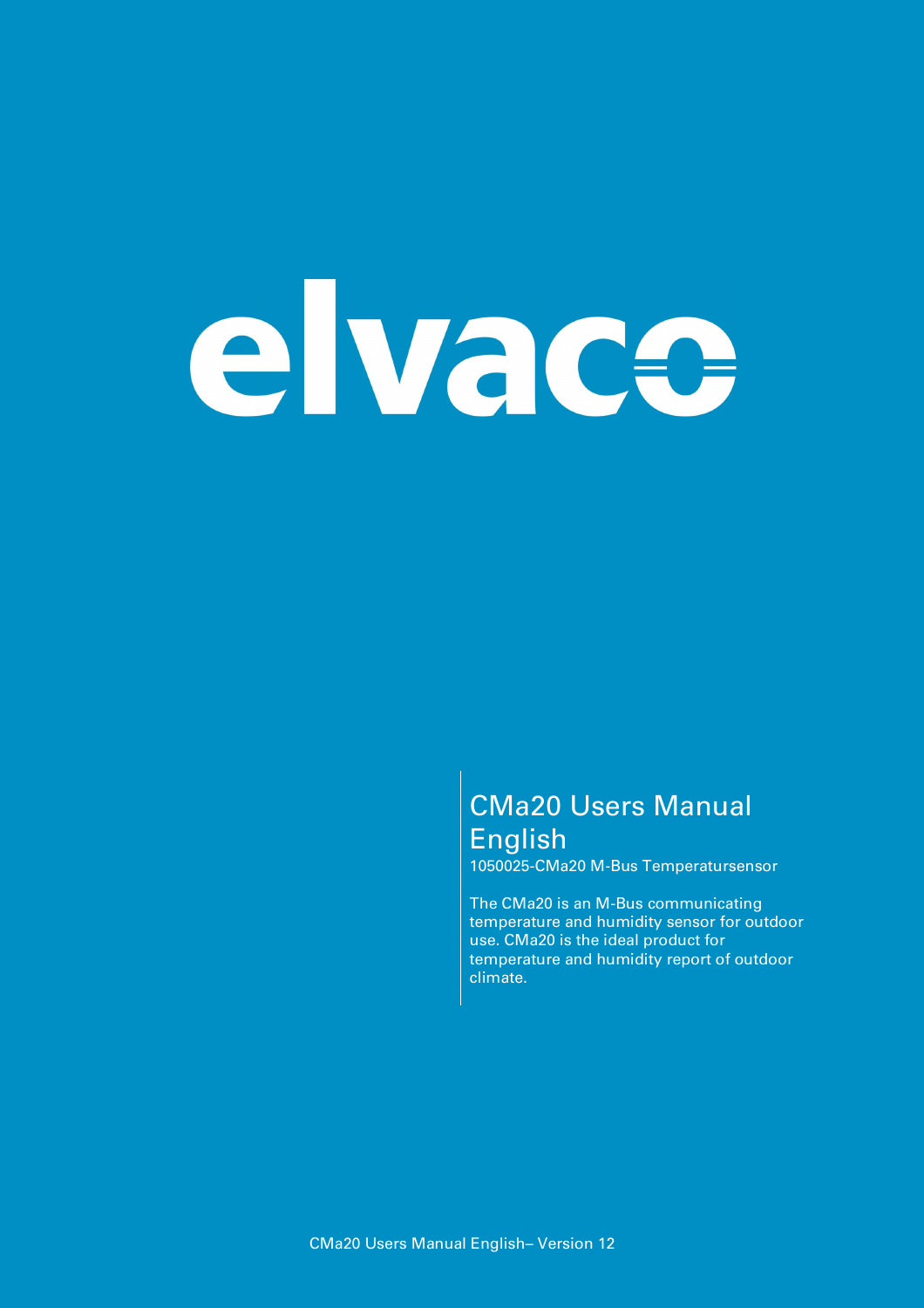elvaco

# CMa20 Users Manual English

1050025-CMa20 M-Bus Temperatursensor

The CMa20 is an M-Bus communicating temperature and humidity sensor for outdoor use. CMa20 is the ideal product for temperature and humidity report of outdoor climate.

CMa20 Users Manual English– Version 12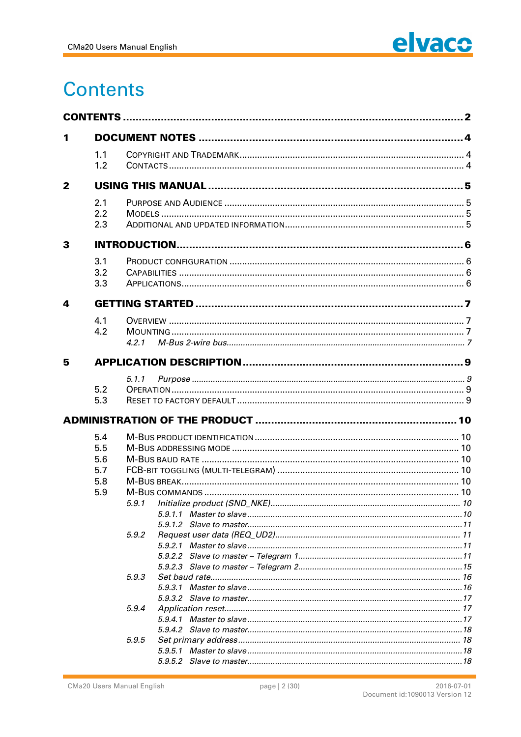# Contents

**CONTENTS** ..... 2

**1 DOCUMENT NOTES** ..... 4

- 1.1 Copyright and Trademark ..... 4
- 1.2 Contacts ..... 4

**2 USING THIS MANUAL** ..... 5

- 2.1 Purpose and Audience ..... 5
- 2.2 Models ..... 5
- 2.3 Additional and Updated Information ..... 5

**3 INTRODUCTION** ..... 6

- 3.1 Product Configuration ..... 6
- 3.2 Capabilities ..... 6
- 3.3 Applications ..... 6

**4 GETTING STARTED** ..... 7

- 4.1 Overview ..... 7
- 4.2 Mounting ..... 7
  - *4.2.1 M-Bus 2-wire bus* ..... 7

**5 APPLICATION DESCRIPTION** ..... 9

- *5.1.1 Purpose* ..... 9
- 5.2 Operation ..... 9
- 5.3 Reset to Factory Default ..... 9

**ADMINISTRATION OF THE PRODUCT** ..... 10

- 5.4 M-Bus Product Identification ..... 10
- 5.5 M-Bus Addressing Mode ..... 10
- 5.6 M-Bus Baud Rate ..... 10
- 5.7 FCB-bit Toggling (Multi-Telegram) ..... 10
- 5.8 M-Bus Break ..... 10
- 5.9 M-Bus Commands ..... 10
  - *5.9.1 Initialize product (SND_NKE)* ..... 10
    - *5.9.1.1 Master to slave* ..... 10
    - *5.9.1.2 Slave to master* ..... 11
  - *5.9.2 Request user data (REQ_UD2)* ..... 11
    - *5.9.2.1 Master to slave* ..... 11
    - *5.9.2.2 Slave to master – Telegram 1* ..... 11
    - *5.9.2.3 Slave to master – Telegram 2* ..... 15
  - *5.9.3 Set baud rate* ..... 16
    - *5.9.3.1 Master to slave* ..... 16
    - *5.9.3.2 Slave to master* ..... 17
  - *5.9.4 Application reset* ..... 17
    - *5.9.4.1 Master to slave* ..... 17
    - *5.9.4.2 Slave to master* ..... 18
  - *5.9.5 Set primary address* ..... 18
    - *5.9.5.1 Master to slave* ..... 18
    - *5.9.5.2 Slave to master* ..... 18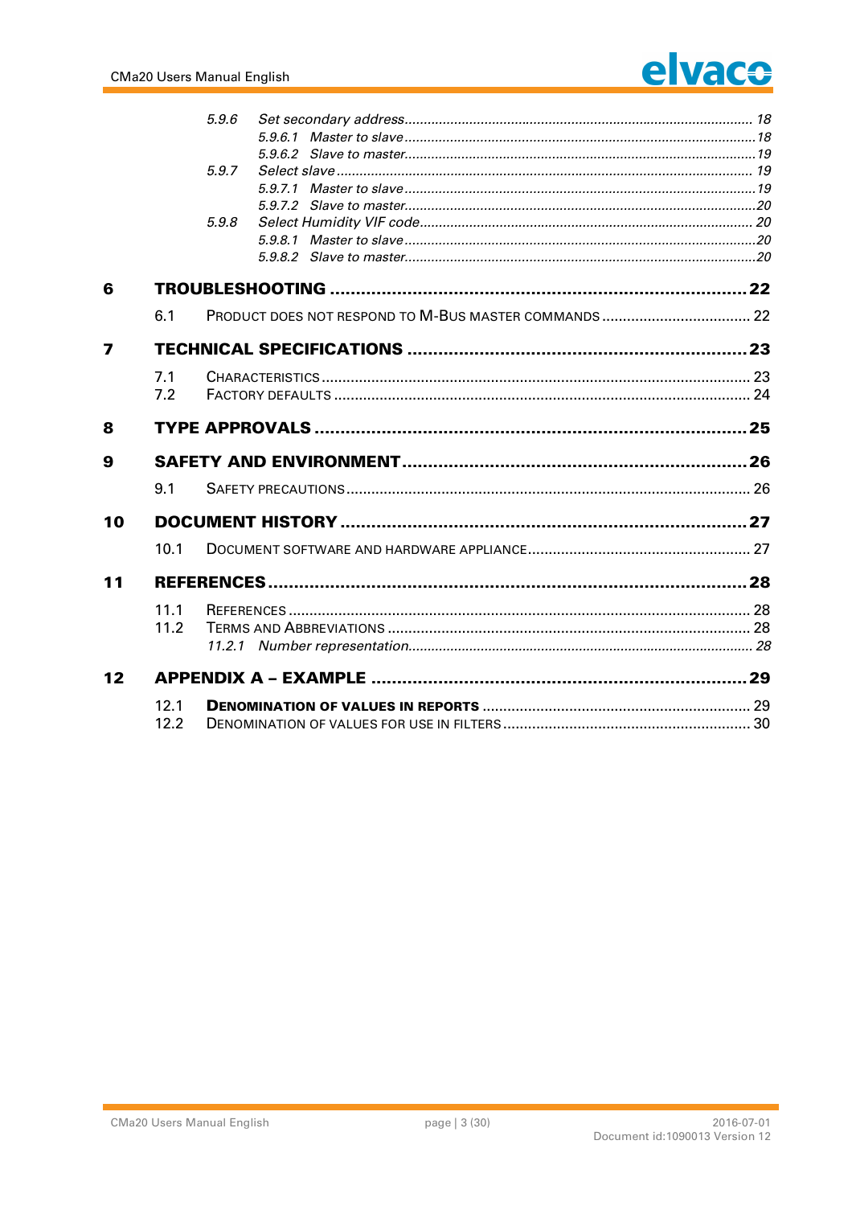5.9.6 *Set secondary address* ............ 18
5.9.6.1 *Master to slave* ............ 18
5.9.6.2 *Slave to master* ............ 19
5.9.7 *Select slave* ............ 19
5.9.7.1 *Master to slave* ............ 19
5.9.7.2 *Slave to master* ............ 20
5.9.8 *Select Humidity VIF code* ............ 20
5.9.8.1 *Master to slave* ............ 20
5.9.8.2 *Slave to master* ............ 20

**6 TROUBLESHOOTING** ............ **22**

6.1 PRODUCT DOES NOT RESPOND TO M-BUS MASTER COMMANDS ............ 22

**7 TECHNICAL SPECIFICATIONS** ............ **23**

7.1 CHARACTERISTICS ............ 23
7.2 FACTORY DEFAULTS ............ 24

**8 TYPE APPROVALS** ............ **25**

**9 SAFETY AND ENVIRONMENT** ............ **26**

9.1 SAFETY PRECAUTIONS ............ 26

**10 DOCUMENT HISTORY** ............ **27**

10.1 DOCUMENT SOFTWARE AND HARDWARE APPLIANCE ............ 27

**11 REFERENCES** ............ **28**

11.1 REFERENCES ............ 28
11.2 TERMS AND ABBREVIATIONS ............ 28
11.2.1 *Number representation* ............ 28

**12 APPENDIX A – EXAMPLE** ............ **29**

12.1 **DENOMINATION OF VALUES IN REPORTS** ............ 29
12.2 DENOMINATION OF VALUES FOR USE IN FILTERS ............ 30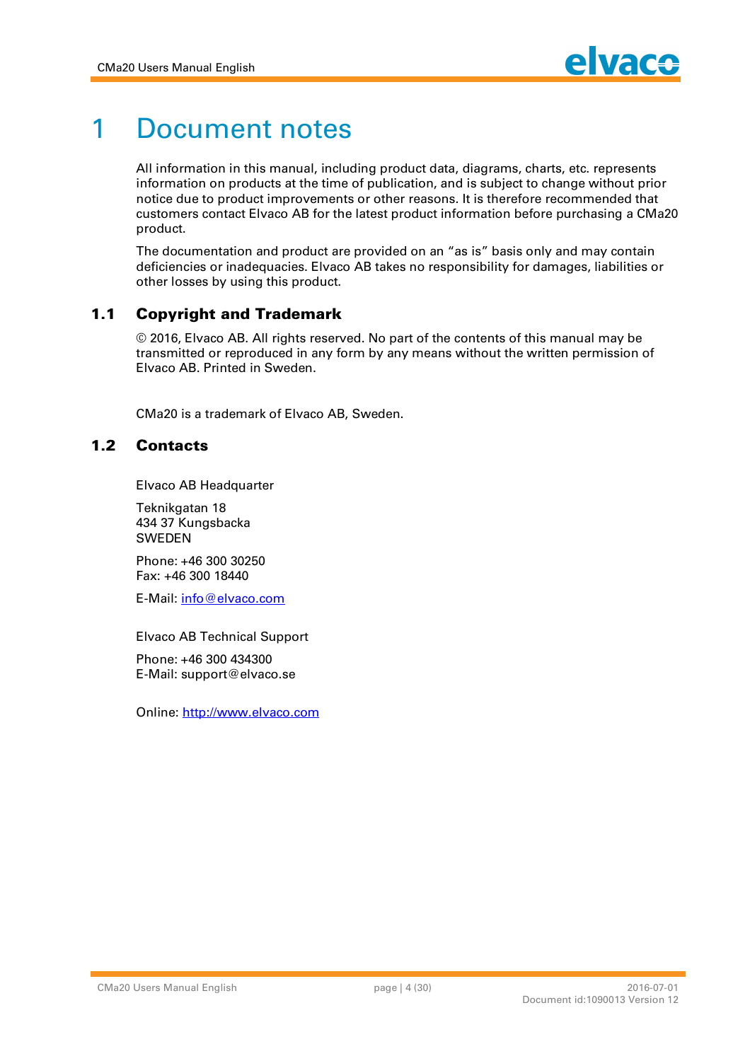# 1 Document notes

All information in this manual, including product data, diagrams, charts, etc. represents information on products at the time of publication, and is subject to change without prior notice due to product improvements or other reasons. It is therefore recommended that customers contact Elvaco AB for the latest product information before purchasing a CMa20 product.

The documentation and product are provided on an "as is" basis only and may contain deficiencies or inadequacies. Elvaco AB takes no responsibility for damages, liabilities or other losses by using this product.

## 1.1 Copyright and Trademark

© 2016, Elvaco AB. All rights reserved. No part of the contents of this manual may be transmitted or reproduced in any form by any means without the written permission of Elvaco AB. Printed in Sweden.

CMa20 is a trademark of Elvaco AB, Sweden.

## 1.2 Contacts

Elvaco AB Headquarter

Teknikgatan 18
434 37 Kungsbacka
SWEDEN

Phone: +46 300 30250
Fax: +46 300 18440

E-Mail: info@elvaco.com

Elvaco AB Technical Support

Phone: +46 300 434300
E-Mail: support@elvaco.se

Online: http://www.elvaco.com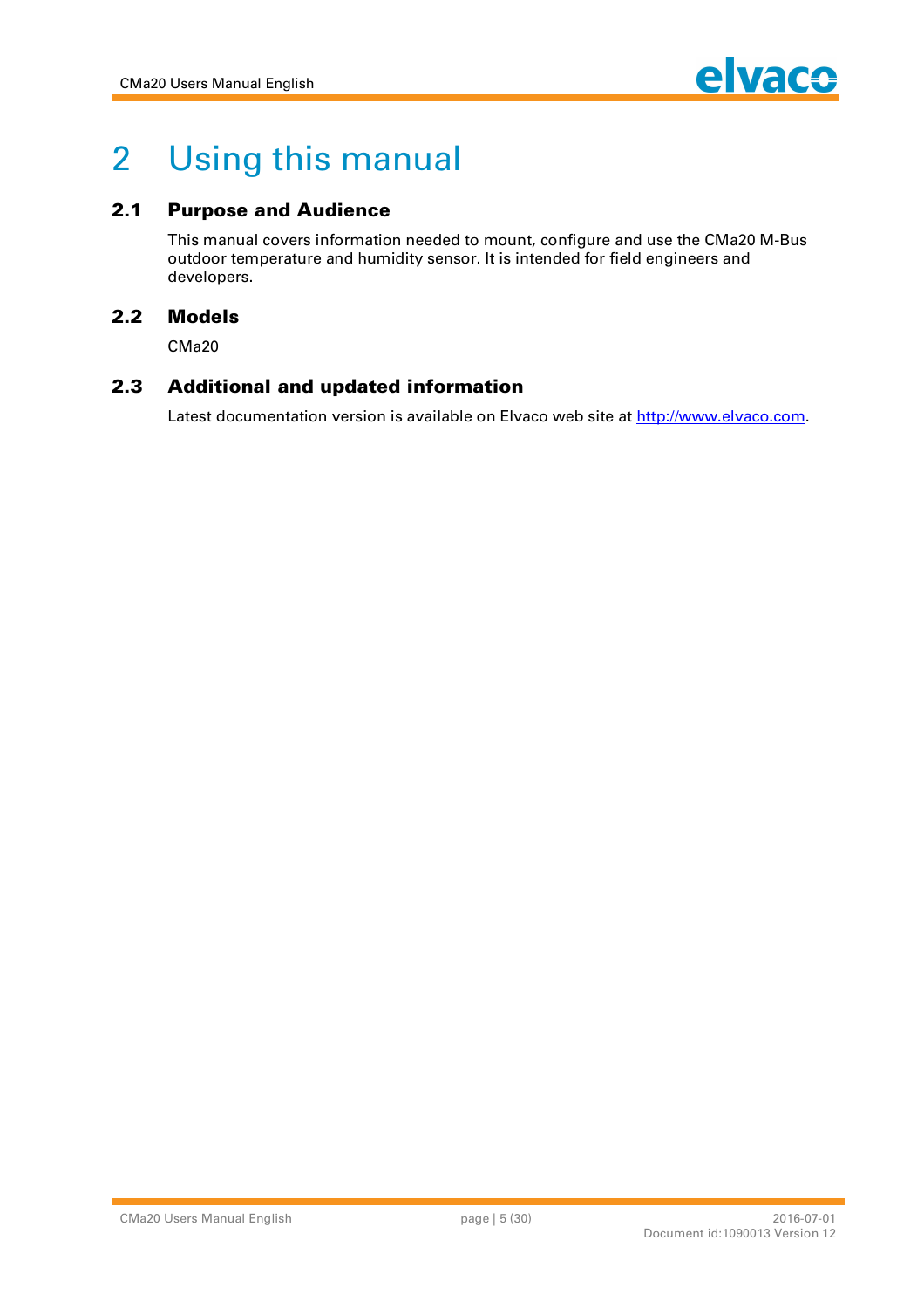# 2 Using this manual

## 2.1 Purpose and Audience

This manual covers information needed to mount, configure and use the CMa20 M-Bus outdoor temperature and humidity sensor. It is intended for field engineers and developers.

## 2.2 Models

CMa20

## 2.3 Additional and updated information

Latest documentation version is available on Elvaco web site at http://www.elvaco.com.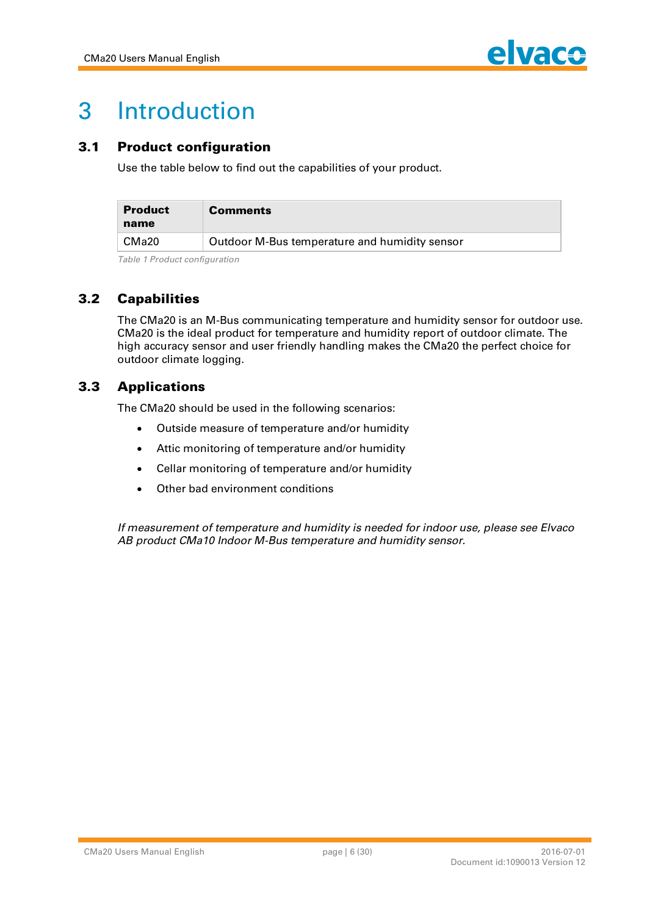# 3 Introduction

## 3.1 Product configuration

Use the table below to find out the capabilities of your product.

| Product name | Comments |
|---|---|
| CMa20 | Outdoor M-Bus temperature and humidity sensor |

*Table 1 Product configuration*

## 3.2 Capabilities

The CMa20 is an M-Bus communicating temperature and humidity sensor for outdoor use. CMa20 is the ideal product for temperature and humidity report of outdoor climate. The high accuracy sensor and user friendly handling makes the CMa20 the perfect choice for outdoor climate logging.

## 3.3 Applications

The CMa20 should be used in the following scenarios:

- Outside measure of temperature and/or humidity
- Attic monitoring of temperature and/or humidity
- Cellar monitoring of temperature and/or humidity
- Other bad environment conditions

*If measurement of temperature and humidity is needed for indoor use, please see Elvaco AB product CMa10 Indoor M-Bus temperature and humidity sensor.*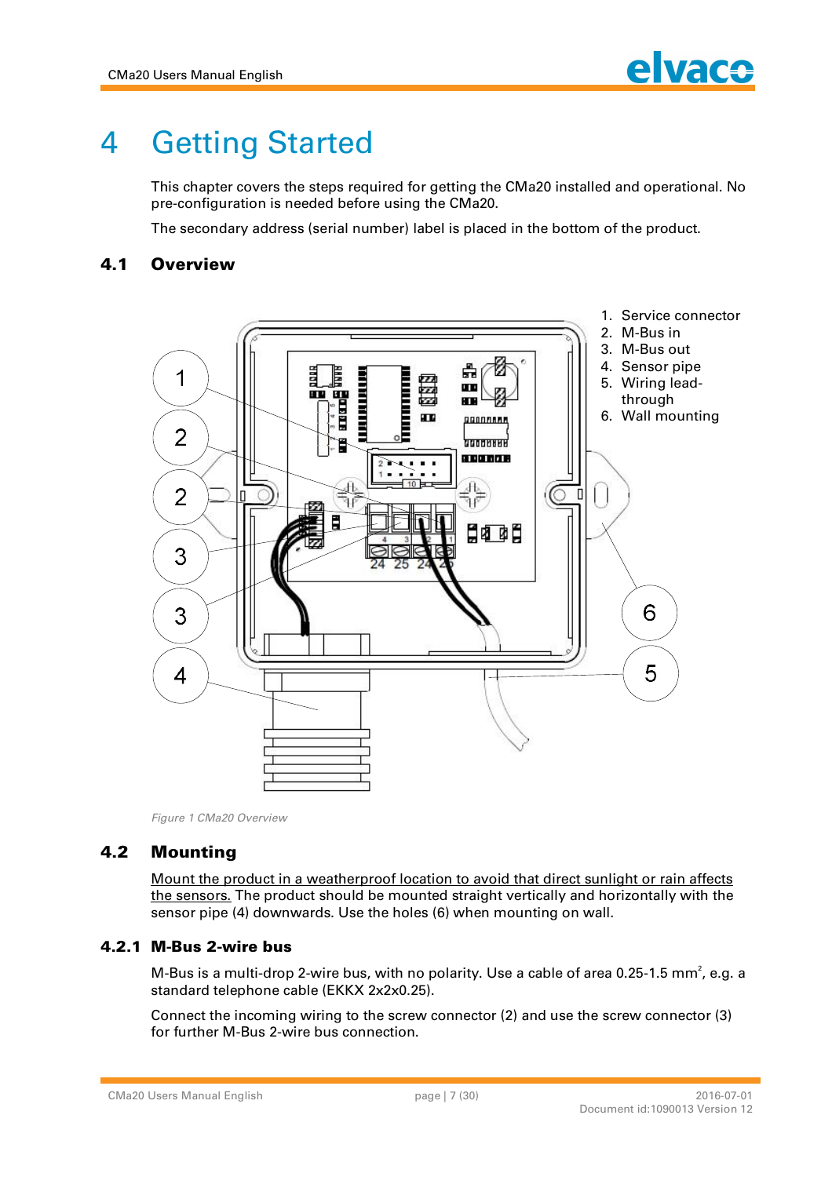# 4 Getting Started

This chapter covers the steps required for getting the CMa20 installed and operational. No pre-configuration is needed before using the CMa20.

The secondary address (serial number) label is placed in the bottom of the product.

## 4.1 Overview

1. Service connector
2. M-Bus in
3. M-Bus out
4. Sensor pipe
5. Wiring lead-through
6. Wall mounting

*Figure 1 CMa20 Overview*

## 4.2 Mounting

Mount the product in a weatherproof location to avoid that direct sunlight or rain affects the sensors. The product should be mounted straight vertically and horizontally with the sensor pipe (4) downwards. Use the holes (6) when mounting on wall.

### 4.2.1 M-Bus 2-wire bus

M-Bus is a multi-drop 2-wire bus, with no polarity. Use a cable of area 0.25-1.5 $mm^2$, e.g. a standard telephone cable (EKKX 2x2x0.25).

Connect the incoming wiring to the screw connector (2) and use the screw connector (3) for further M-Bus 2-wire bus connection.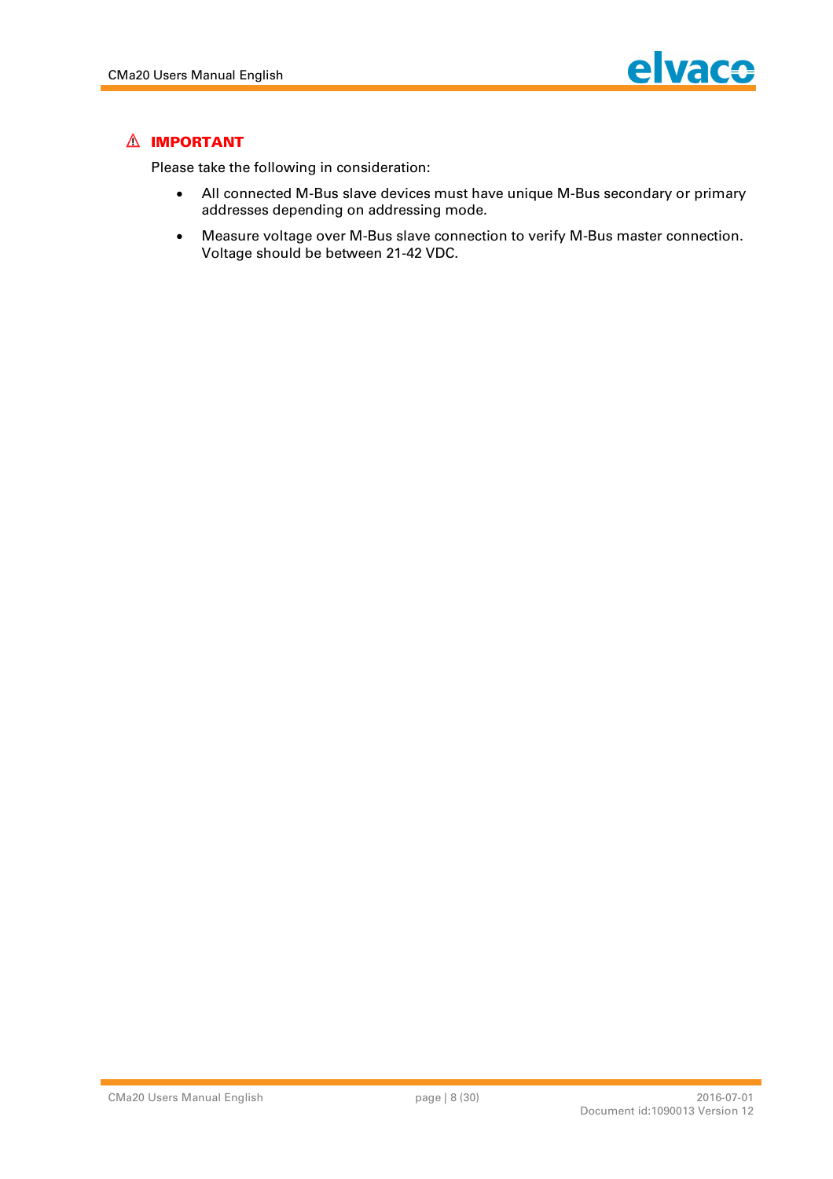⚠ **IMPORTANT**

Please take the following in consideration:

- All connected M-Bus slave devices must have unique M-Bus secondary or primary addresses depending on addressing mode.
- Measure voltage over M-Bus slave connection to verify M-Bus master connection. Voltage should be between 21-42 VDC.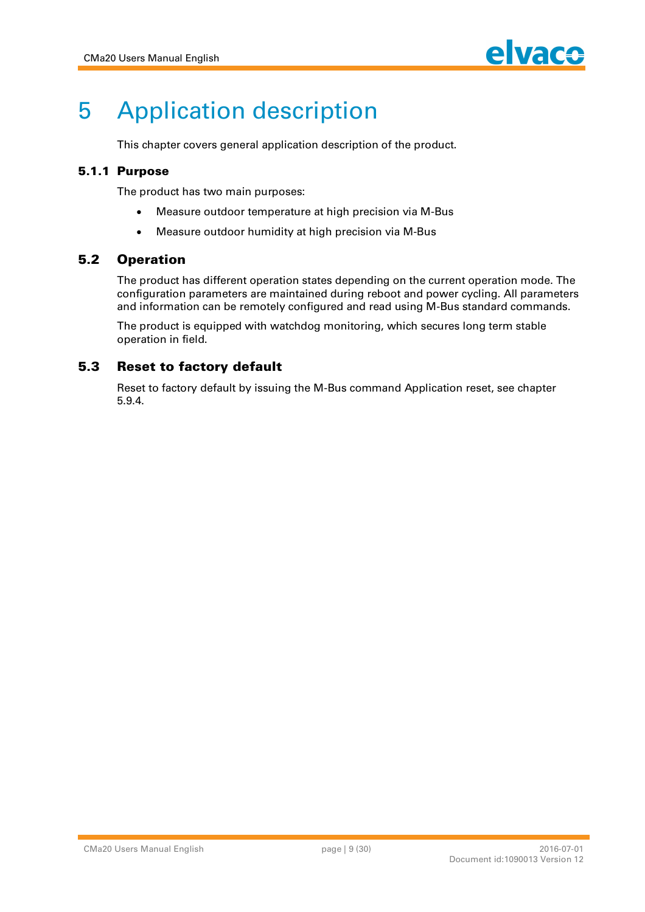# 5 Application description

This chapter covers general application description of the product.

### 5.1.1 Purpose

The product has two main purposes:

- Measure outdoor temperature at high precision via M-Bus
- Measure outdoor humidity at high precision via M-Bus

## 5.2 Operation

The product has different operation states depending on the current operation mode. The configuration parameters are maintained during reboot and power cycling. All parameters and information can be remotely configured and read using M-Bus standard commands.

The product is equipped with watchdog monitoring, which secures long term stable operation in field.

## 5.3 Reset to factory default

Reset to factory default by issuing the M-Bus command Application reset, see chapter 5.9.4.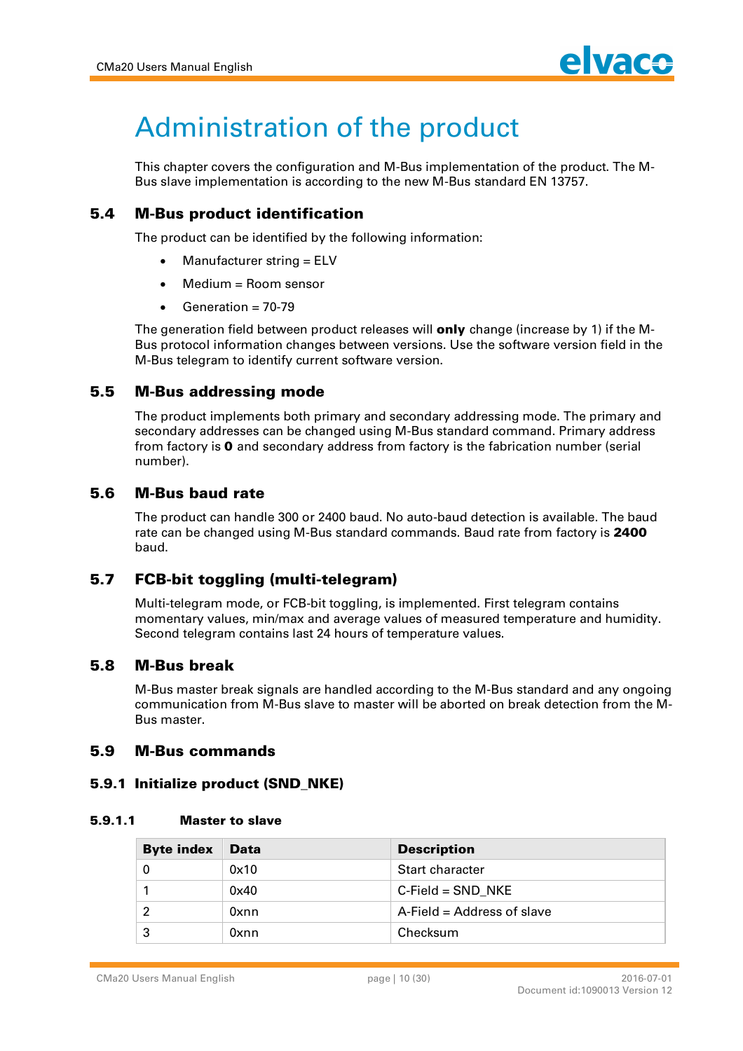# Administration of the product

This chapter covers the configuration and M-Bus implementation of the product. The M-Bus slave implementation is according to the new M-Bus standard EN 13757.

## 5.4 M-Bus product identification

The product can be identified by the following information:

- Manufacturer string = ELV
- Medium = Room sensor
- Generation = 70-79

The generation field between product releases will **only** change (increase by 1) if the M-Bus protocol information changes between versions. Use the software version field in the M-Bus telegram to identify current software version.

## 5.5 M-Bus addressing mode

The product implements both primary and secondary addressing mode. The primary and secondary addresses can be changed using M-Bus standard command. Primary address from factory is **0** and secondary address from factory is the fabrication number (serial number).

## 5.6 M-Bus baud rate

The product can handle 300 or 2400 baud. No auto-baud detection is available. The baud rate can be changed using M-Bus standard commands. Baud rate from factory is **2400** baud.

## 5.7 FCB-bit toggling (multi-telegram)

Multi-telegram mode, or FCB-bit toggling, is implemented. First telegram contains momentary values, min/max and average values of measured temperature and humidity. Second telegram contains last 24 hours of temperature values.

## 5.8 M-Bus break

M-Bus master break signals are handled according to the M-Bus standard and any ongoing communication from M-Bus slave to master will be aborted on break detection from the M-Bus master.

## 5.9 M-Bus commands

### 5.9.1 Initialize product (SND_NKE)

#### 5.9.1.1 Master to slave

| Byte index | Data | Description |
|---|---|---|
| 0 | 0x10 | Start character |
| 1 | 0x40 | C-Field = SND_NKE |
| 2 | 0xnn | A-Field = Address of slave |
| 3 | 0xnn | Checksum |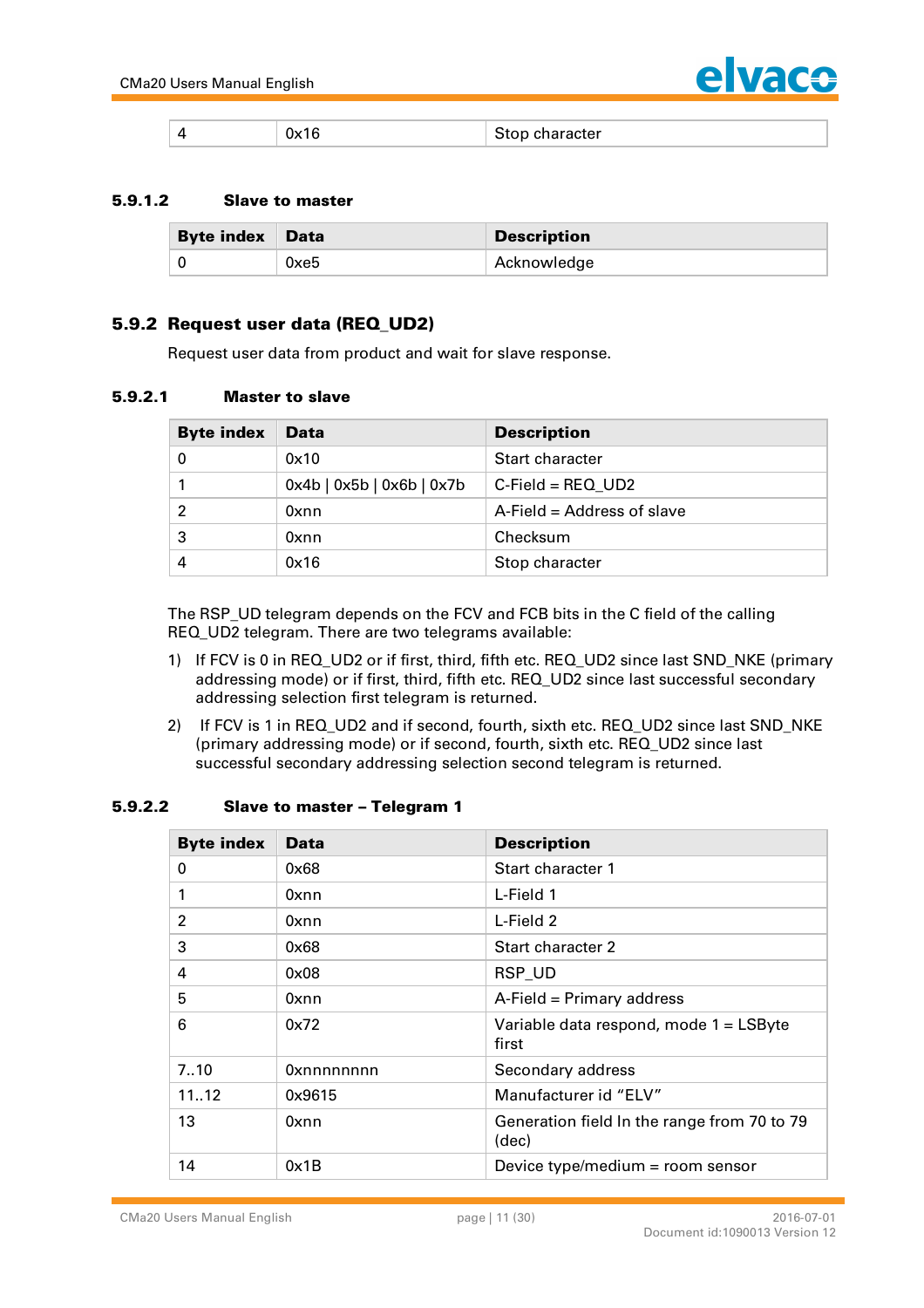| 4 | 0x16 | Stop character |
|---|---|---|

#### 5.9.1.2 Slave to master

| Byte index | Data | Description |
|---|---|---|
| 0 | 0xe5 | Acknowledge |

### 5.9.2 Request user data (REQ_UD2)

Request user data from product and wait for slave response.

#### 5.9.2.1 Master to slave

| Byte index | Data | Description |
|---|---|---|
| 0 | 0x10 | Start character |
| 1 | 0x4b \| 0x5b \| 0x6b \| 0x7b | C-Field = REQ_UD2 |
| 2 | 0xnn | A-Field = Address of slave |
| 3 | 0xnn | Checksum |
| 4 | 0x16 | Stop character |

The RSP_UD telegram depends on the FCV and FCB bits in the C field of the calling REQ_UD2 telegram. There are two telegrams available:

1) If FCV is 0 in REQ_UD2 or if first, third, fifth etc. REQ_UD2 since last SND_NKE (primary addressing mode) or if first, third, fifth etc. REQ_UD2 since last successful secondary addressing selection first telegram is returned.

2) If FCV is 1 in REQ_UD2 and if second, fourth, sixth etc. REQ_UD2 since last SND_NKE (primary addressing mode) or if second, fourth, sixth etc. REQ_UD2 since last successful secondary addressing selection second telegram is returned.

#### 5.9.2.2 Slave to master – Telegram 1

| Byte index | Data | Description |
|---|---|---|
| 0 | 0x68 | Start character 1 |
| 1 | 0xnn | L-Field 1 |
| 2 | 0xnn | L-Field 2 |
| 3 | 0x68 | Start character 2 |
| 4 | 0x08 | RSP_UD |
| 5 | 0xnn | A-Field = Primary address |
| 6 | 0x72 | Variable data respond, mode 1 = LSByte first |
| 7..10 | 0xnnnnnnnn | Secondary address |
| 11..12 | 0x9615 | Manufacturer id "ELV" |
| 13 | 0xnn | Generation field In the range from 70 to 79 (dec) |
| 14 | 0x1B | Device type/medium = room sensor |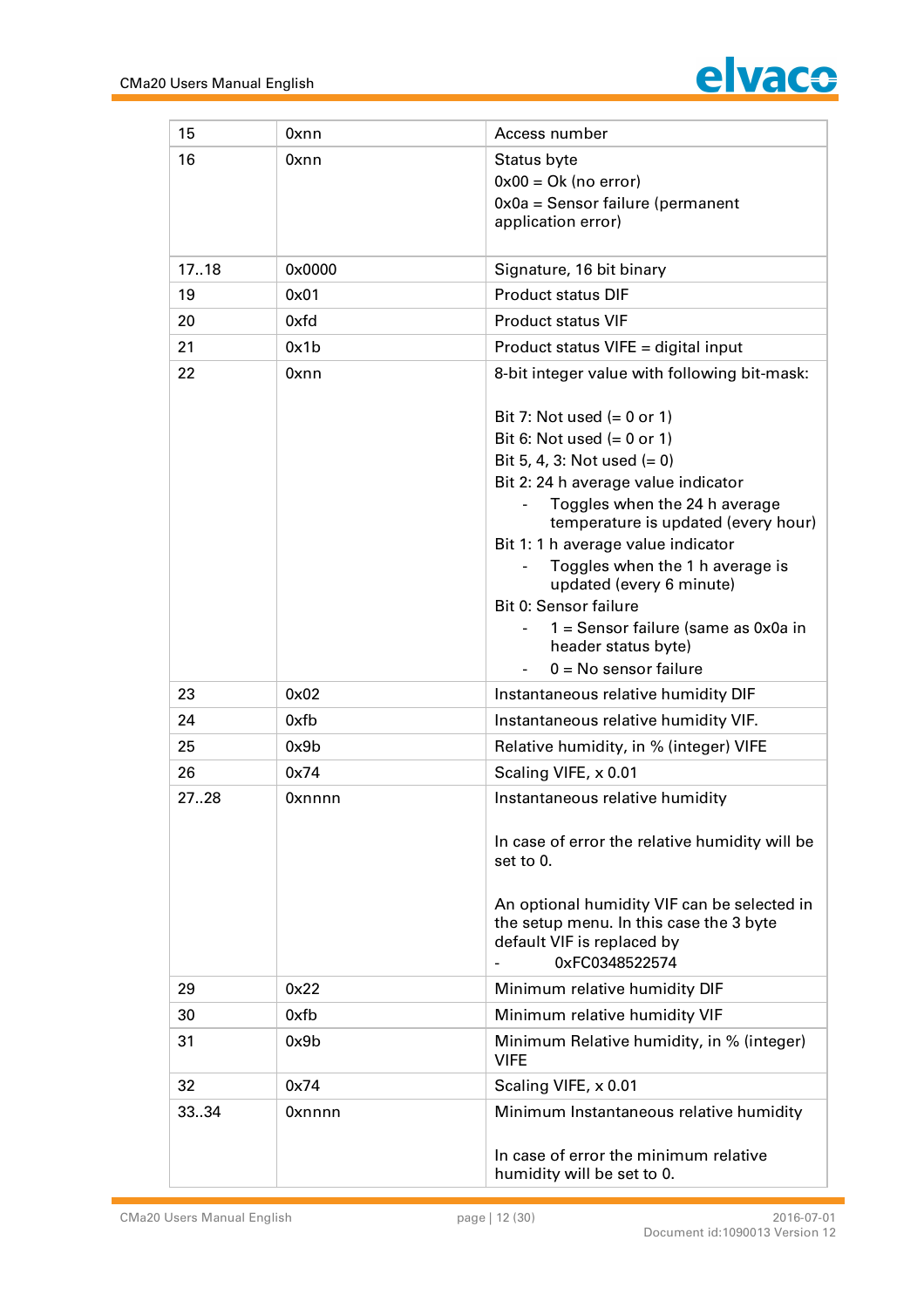| 15 | 0xnn | Access number |
|---|---|---|
| 16 | 0xnn | Status byte<br>0x00 = Ok (no error)<br>0x0a = Sensor failure (permanent application error) |
| 17..18 | 0x0000 | Signature, 16 bit binary |
| 19 | 0x01 | Product status DIF |
| 20 | 0xfd | Product status VIF |
| 21 | 0x1b | Product status VIFE = digital input |
| 22 | 0xnn | 8-bit integer value with following bit-mask:<br><br>Bit 7: Not used (= 0 or 1)<br>Bit 6: Not used (= 0 or 1)<br>Bit 5, 4, 3: Not used (= 0)<br>Bit 2: 24 h average value indicator<br>- Toggles when the 24 h average temperature is updated (every hour)<br>Bit 1: 1 h average value indicator<br>- Toggles when the 1 h average is updated (every 6 minute)<br>Bit 0: Sensor failure<br>- 1 = Sensor failure (same as 0x0a in header status byte)<br>- 0 = No sensor failure |
| 23 | 0x02 | Instantaneous relative humidity DIF |
| 24 | 0xfb | Instantaneous relative humidity VIF. |
| 25 | 0x9b | Relative humidity, in % (integer) VIFE |
| 26 | 0x74 | Scaling VIFE, x 0.01 |
| 27..28 | 0xnnnn | Instantaneous relative humidity<br><br>In case of error the relative humidity will be set to 0.<br><br>An optional humidity VIF can be selected in the setup menu. In this case the 3 byte default VIF is replaced by<br>- 0xFC0348522574 |
| 29 | 0x22 | Minimum relative humidity DIF |
| 30 | 0xfb | Minimum relative humidity VIF |
| 31 | 0x9b | Minimum Relative humidity, in % (integer) VIFE |
| 32 | 0x74 | Scaling VIFE, x 0.01 |
| 33..34 | 0xnnnn | Minimum Instantaneous relative humidity<br><br>In case of error the minimum relative humidity will be set to 0. |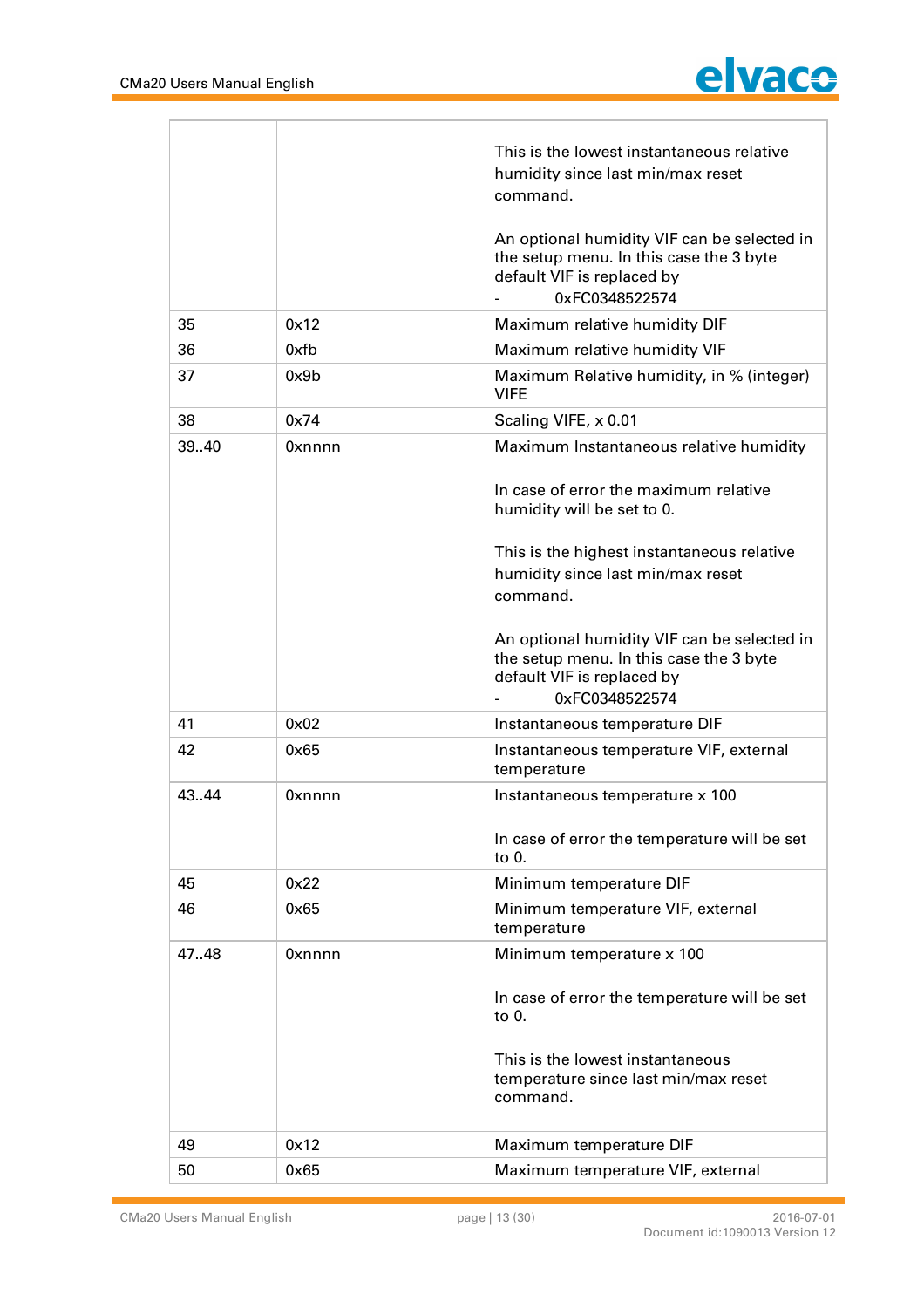| | | |
|---|---|---|
| | | This is the lowest instantaneous relative humidity since last min/max reset command.<br><br>An optional humidity VIF can be selected in the setup menu. In this case the 3 byte default VIF is replaced by<br>- 0xFC0348522574 |
| 35 | 0x12 | Maximum relative humidity DIF |
| 36 | 0xfb | Maximum relative humidity VIF |
| 37 | 0x9b | Maximum Relative humidity, in % (integer) VIFE |
| 38 | 0x74 | Scaling VIFE, x 0.01 |
| 39..40 | 0xnnnn | Maximum Instantaneous relative humidity<br><br>In case of error the maximum relative humidity will be set to 0.<br><br>This is the highest instantaneous relative humidity since last min/max reset command.<br><br>An optional humidity VIF can be selected in the setup menu. In this case the 3 byte default VIF is replaced by<br>- 0xFC0348522574 |
| 41 | 0x02 | Instantaneous temperature DIF |
| 42 | 0x65 | Instantaneous temperature VIF, external temperature |
| 43..44 | 0xnnnn | Instantaneous temperature x 100<br><br>In case of error the temperature will be set to 0. |
| 45 | 0x22 | Minimum temperature DIF |
| 46 | 0x65 | Minimum temperature VIF, external temperature |
| 47..48 | 0xnnnn | Minimum temperature x 100<br><br>In case of error the temperature will be set to 0.<br><br>This is the lowest instantaneous temperature since last min/max reset command. |
| 49 | 0x12 | Maximum temperature DIF |
| 50 | 0x65 | Maximum temperature VIF, external |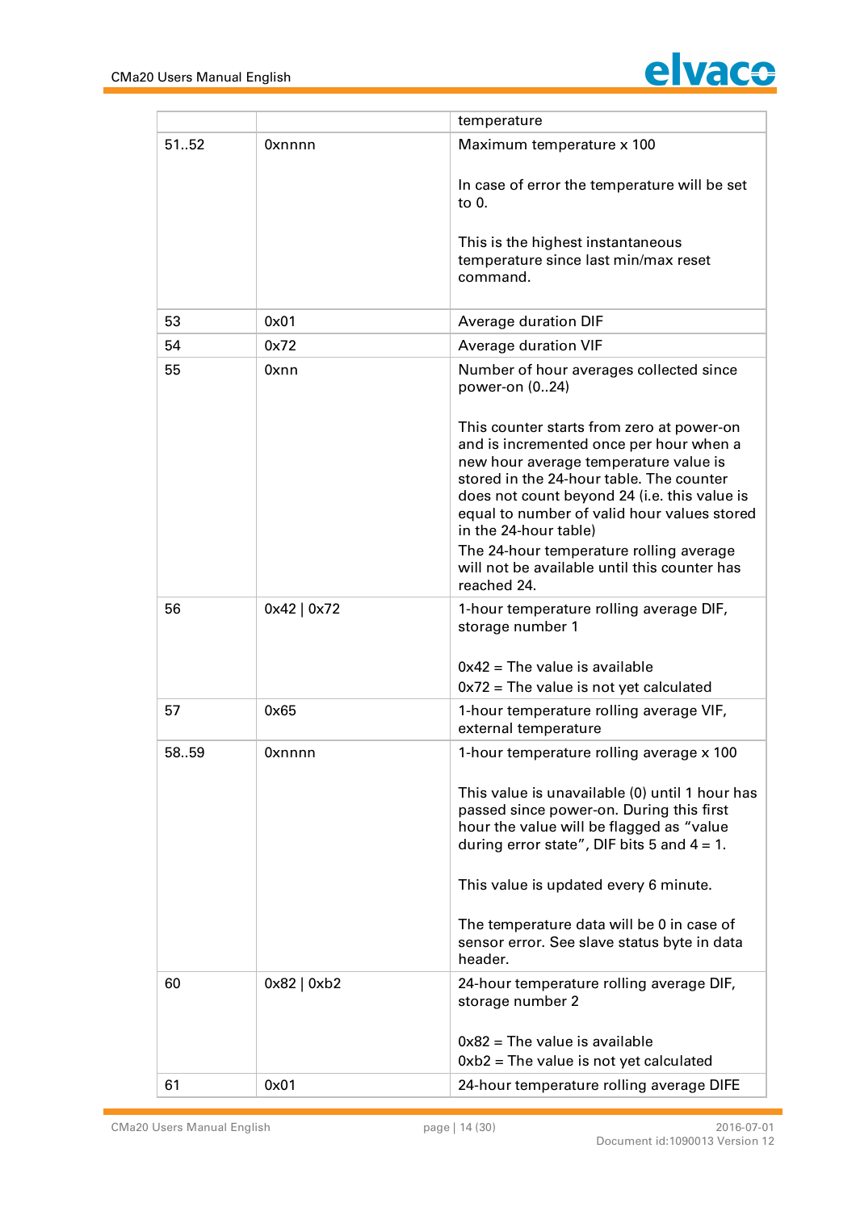| | | |
|---|---|---|
| | | temperature |
| 51..52 | 0xnnnn | Maximum temperature x 100<br><br>In case of error the temperature will be set to 0.<br><br>This is the highest instantaneous temperature since last min/max reset command. |
| 53 | 0x01 | Average duration DIF |
| 54 | 0x72 | Average duration VIF |
| 55 | 0xnn | Number of hour averages collected since power-on (0..24)<br><br>This counter starts from zero at power-on and is incremented once per hour when a new hour average temperature value is stored in the 24-hour table. The counter does not count beyond 24 (i.e. this value is equal to number of valid hour values stored in the 24-hour table)<br>The 24-hour temperature rolling average will not be available until this counter has reached 24. |
| 56 | 0x42 \| 0x72 | 1-hour temperature rolling average DIF, storage number 1<br><br>0x42 = The value is available<br>0x72 = The value is not yet calculated |
| 57 | 0x65 | 1-hour temperature rolling average VIF, external temperature |
| 58..59 | 0xnnnn | 1-hour temperature rolling average x 100<br><br>This value is unavailable (0) until 1 hour has passed since power-on. During this first hour the value will be flagged as "value during error state", DIF bits 5 and 4 = 1.<br><br>This value is updated every 6 minute.<br><br>The temperature data will be 0 in case of sensor error. See slave status byte in data header. |
| 60 | 0x82 \| 0xb2 | 24-hour temperature rolling average DIF, storage number 2<br><br>0x82 = The value is available<br>0xb2 = The value is not yet calculated |
| 61 | 0x01 | 24-hour temperature rolling average DIFE |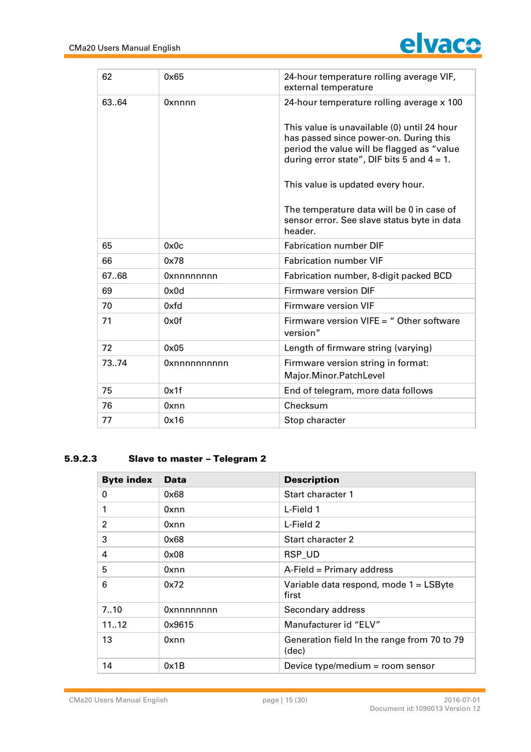| | | |
|---|---|---|
| 62 | 0x65 | 24-hour temperature rolling average VIF, external temperature |
| 63..64 | 0xnnnn | 24-hour temperature rolling average x 100<br><br>This value is unavailable (0) until 24 hour has passed since power-on. During this period the value will be flagged as “value during error state”, DIF bits 5 and 4 = 1.<br><br>This value is updated every hour.<br><br>The temperature data will be 0 in case of sensor error. See slave status byte in data header. |
| 65 | 0x0c | Fabrication number DIF |
| 66 | 0x78 | Fabrication number VIF |
| 67..68 | 0xnnnnnnnn | Fabrication number, 8-digit packed BCD |
| 69 | 0x0d | Firmware version DIF |
| 70 | 0xfd | Firmware version VIF |
| 71 | 0x0f | Firmware version VIFE = “ Other software version” |
| 72 | 0x05 | Length of firmware string (varying) |
| 73..74 | 0xnnnnnnnnnn | Firmware version string in format: Major.Minor.PatchLevel |
| 75 | 0x1f | End of telegram, more data follows |
| 76 | 0xnn | Checksum |
| 77 | 0x16 | Stop character |

#### 5.9.2.3 Slave to master – Telegram 2

| Byte index | Data | Description |
|---|---|---|
| 0 | 0x68 | Start character 1 |
| 1 | 0xnn | L-Field 1 |
| 2 | 0xnn | L-Field 2 |
| 3 | 0x68 | Start character 2 |
| 4 | 0x08 | RSP_UD |
| 5 | 0xnn | A-Field = Primary address |
| 6 | 0x72 | Variable data respond, mode 1 = LSByte first |
| 7..10 | 0xnnnnnnnn | Secondary address |
| 11..12 | 0x9615 | Manufacturer id “ELV” |
| 13 | 0xnn | Generation field In the range from 70 to 79 (dec) |
| 14 | 0x1B | Device type/medium = room sensor |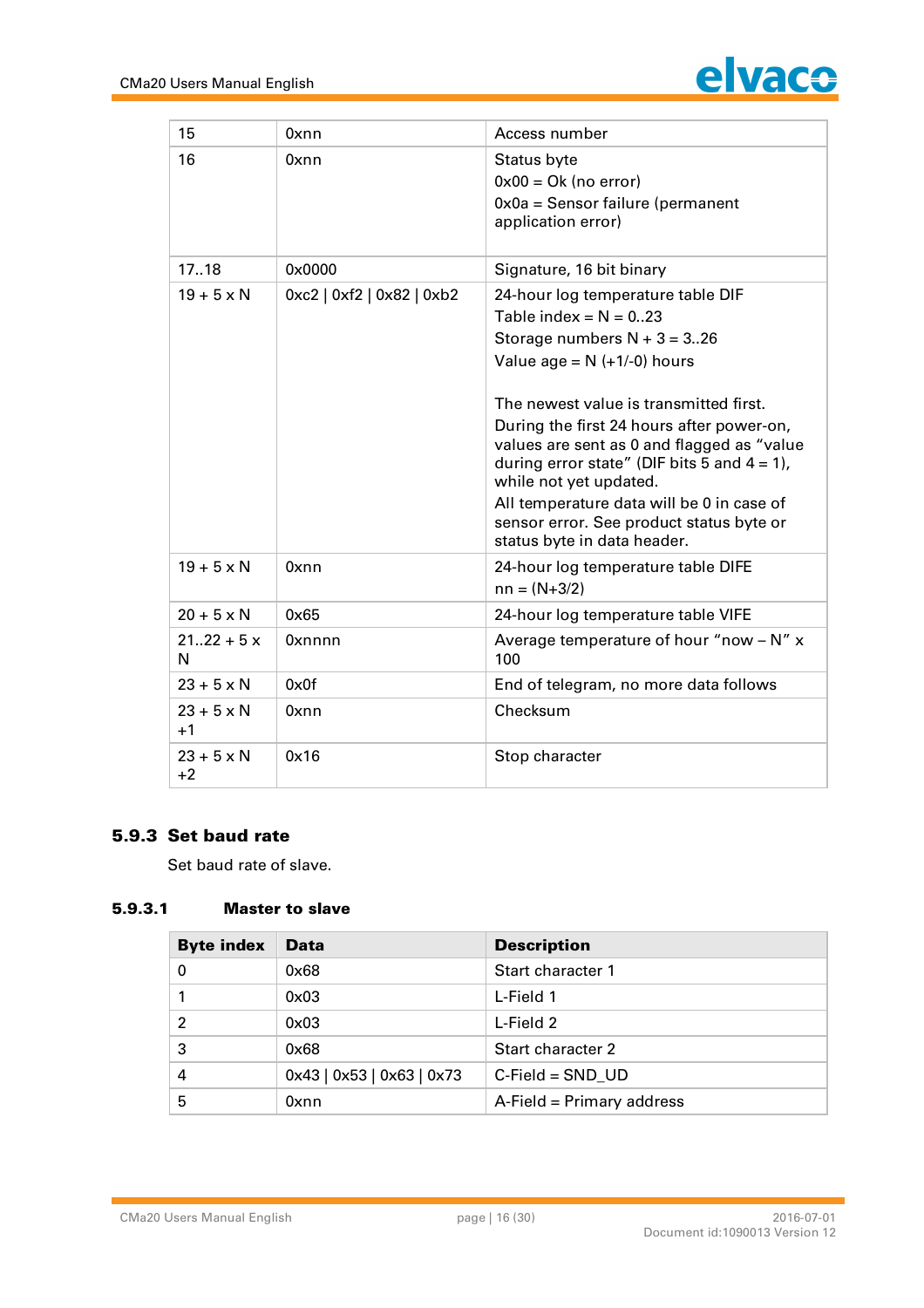| | | |
|---|---|---|
| 15 | 0xnn | Access number |
| 16 | 0xnn | Status byte<br>0x00 = Ok (no error)<br>0x0a = Sensor failure (permanent application error) |
| 17..18 | 0x0000 | Signature, 16 bit binary |
| 19 + 5 x N | 0xc2 \| 0xf2 \| 0x82 \| 0xb2 | 24-hour log temperature table DIF<br>Table index = N = 0..23<br>Storage numbers N + 3 = 3..26<br>Value age = N (+1/-0) hours<br><br>The newest value is transmitted first.<br>During the first 24 hours after power-on, values are sent as 0 and flagged as "value during error state" (DIF bits 5 and 4 = 1), while not yet updated.<br>All temperature data will be 0 in case of sensor error. See product status byte or status byte in data header. |
| 19 + 5 x N | 0xnn | 24-hour log temperature table DIFE<br>nn = (N+3/2) |
| 20 + 5 x N | 0x65 | 24-hour log temperature table VIFE |
| 21..22 + 5 x N | 0xnnnn | Average temperature of hour "now – N" x 100 |
| 23 + 5 x N | 0x0f | End of telegram, no more data follows |
| 23 + 5 x N +1 | 0xnn | Checksum |
| 23 + 5 x N +2 | 0x16 | Stop character |

### 5.9.3 Set baud rate

Set baud rate of slave.

#### 5.9.3.1 Master to slave

| Byte index | Data | Description |
|---|---|---|
| 0 | 0x68 | Start character 1 |
| 1 | 0x03 | L-Field 1 |
| 2 | 0x03 | L-Field 2 |
| 3 | 0x68 | Start character 2 |
| 4 | 0x43 \| 0x53 \| 0x63 \| 0x73 | C-Field = SND_UD |
| 5 | 0xnn | A-Field = Primary address |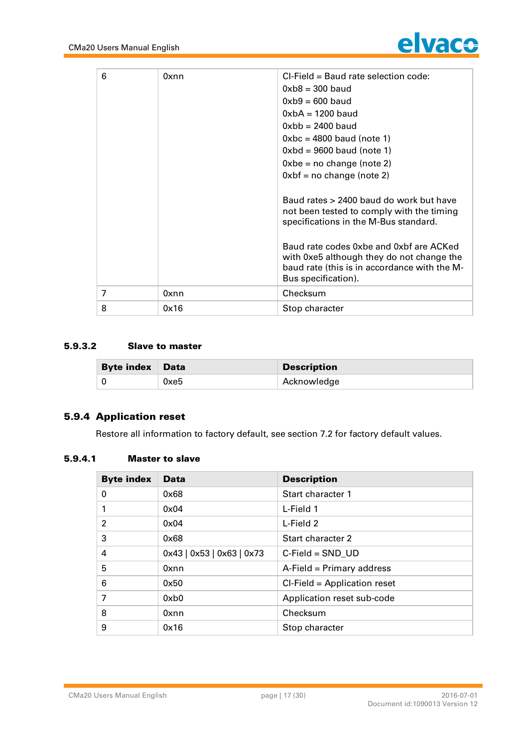| Byte index | Data | Description |
|---|---|---|
| 6 | 0xnn | CI-Field = Baud rate selection code:<br>0xb8 = 300 baud<br>0xb9 = 600 baud<br>0xbA = 1200 baud<br>0xbb = 2400 baud<br>0xbc = 4800 baud (note 1)<br>0xbd = 9600 baud (note 1)<br>0xbe = no change (note 2)<br>0xbf = no change (note 2)<br><br>Baud rates > 2400 baud do work but have not been tested to comply with the timing specifications in the M-Bus standard.<br><br>Baud rate codes 0xbe and 0xbf are ACKed with 0xe5 although they do not change the baud rate (this is in accordance with the M-Bus specification). |
| 7 | 0xnn | Checksum |
| 8 | 0x16 | Stop character |

#### 5.9.3.2 Slave to master

| Byte index | Data | Description |
|---|---|---|
| 0 | 0xe5 | Acknowledge |

### 5.9.4 Application reset

Restore all information to factory default, see section 7.2 for factory default values.

#### 5.9.4.1 Master to slave

| Byte index | Data | Description |
|---|---|---|
| 0 | 0x68 | Start character 1 |
| 1 | 0x04 | L-Field 1 |
| 2 | 0x04 | L-Field 2 |
| 3 | 0x68 | Start character 2 |
| 4 | 0x43 \| 0x53 \| 0x63 \| 0x73 | C-Field = SND_UD |
| 5 | 0xnn | A-Field = Primary address |
| 6 | 0x50 | CI-Field = Application reset |
| 7 | 0xb0 | Application reset sub-code |
| 8 | 0xnn | Checksum |
| 9 | 0x16 | Stop character |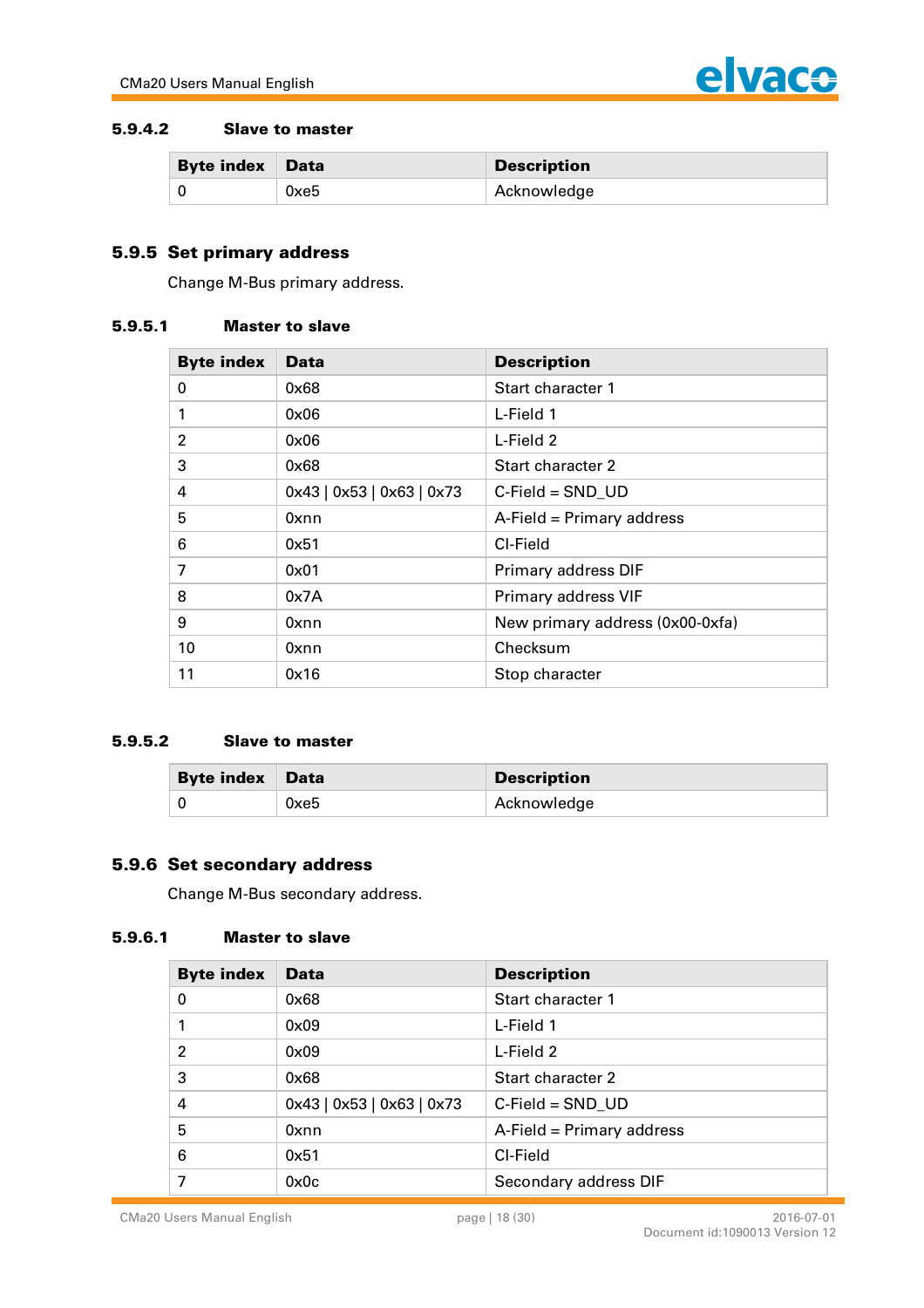#### 5.9.4.2 Slave to master

| Byte index | Data | Description |
|---|---|---|
| 0 | 0xe5 | Acknowledge |

### 5.9.5 Set primary address

Change M-Bus primary address.

#### 5.9.5.1 Master to slave

| Byte index | Data | Description |
|---|---|---|
| 0 | 0x68 | Start character 1 |
| 1 | 0x06 | L-Field 1 |
| 2 | 0x06 | L-Field 2 |
| 3 | 0x68 | Start character 2 |
| 4 | 0x43 \| 0x53 \| 0x63 \| 0x73 | C-Field = SND_UD |
| 5 | 0xnn | A-Field = Primary address |
| 6 | 0x51 | CI-Field |
| 7 | 0x01 | Primary address DIF |
| 8 | 0x7A | Primary address VIF |
| 9 | 0xnn | New primary address (0x00-0xfa) |
| 10 | 0xnn | Checksum |
| 11 | 0x16 | Stop character |

#### 5.9.5.2 Slave to master

| Byte index | Data | Description |
|---|---|---|
| 0 | 0xe5 | Acknowledge |

### 5.9.6 Set secondary address

Change M-Bus secondary address.

#### 5.9.6.1 Master to slave

| Byte index | Data | Description |
|---|---|---|
| 0 | 0x68 | Start character 1 |
| 1 | 0x09 | L-Field 1 |
| 2 | 0x09 | L-Field 2 |
| 3 | 0x68 | Start character 2 |
| 4 | 0x43 \| 0x53 \| 0x63 \| 0x73 | C-Field = SND_UD |
| 5 | 0xnn | A-Field = Primary address |
| 6 | 0x51 | CI-Field |
| 7 | 0x0c | Secondary address DIF |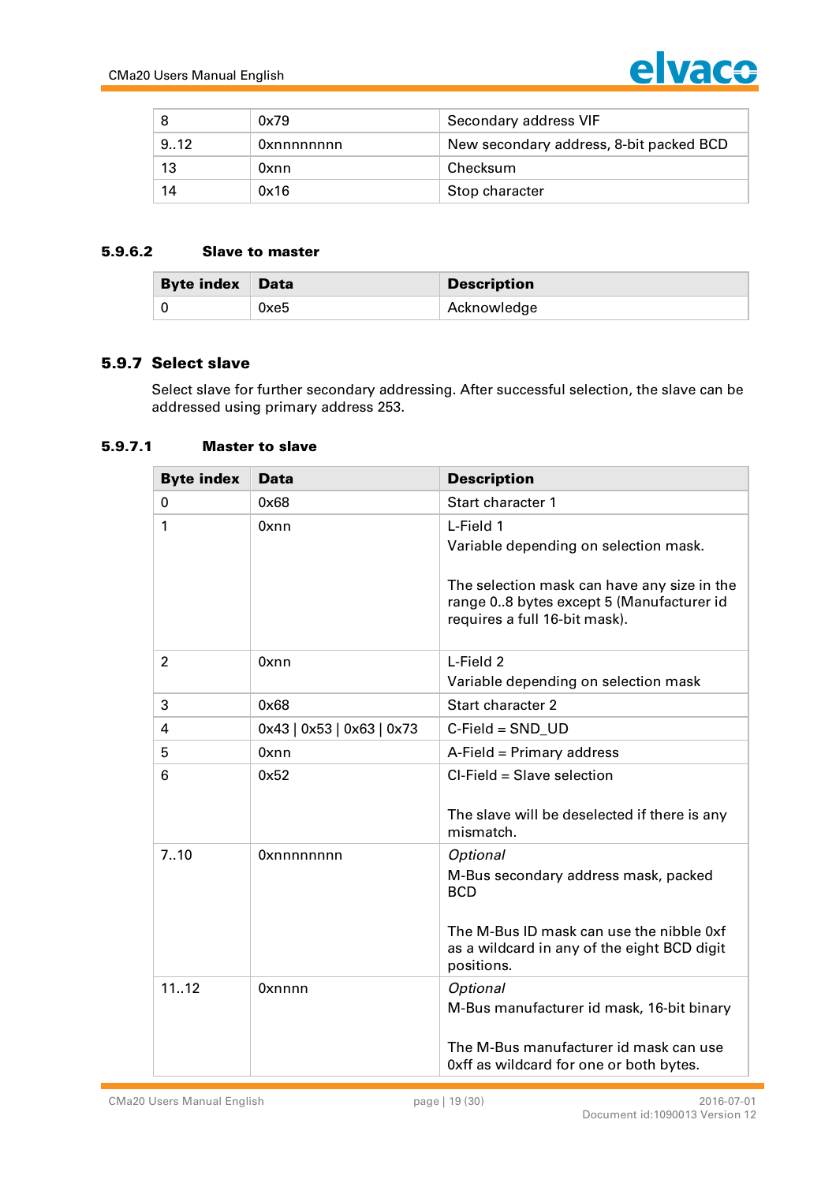| 8 | 0x79 | Secondary address VIF |
|---|---|---|
| 9..12 | 0xnnnnnnnn | New secondary address, 8-bit packed BCD |
| 13 | 0xnn | Checksum |
| 14 | 0x16 | Stop character |

#### 5.9.6.2 Slave to master

| Byte index | Data | Description |
|---|---|---|
| 0 | 0xe5 | Acknowledge |

### 5.9.7 Select slave

Select slave for further secondary addressing. After successful selection, the slave can be addressed using primary address 253.

#### 5.9.7.1 Master to slave

| Byte index | Data | Description |
|---|---|---|
| 0 | 0x68 | Start character 1 |
| 1 | 0xnn | L-Field 1<br>Variable depending on selection mask.<br><br>The selection mask can have any size in the range 0..8 bytes except 5 (Manufacturer id requires a full 16-bit mask). |
| 2 | 0xnn | L-Field 2<br>Variable depending on selection mask |
| 3 | 0x68 | Start character 2 |
| 4 | 0x43 \| 0x53 \| 0x63 \| 0x73 | C-Field = SND_UD |
| 5 | 0xnn | A-Field = Primary address |
| 6 | 0x52 | CI-Field = Slave selection<br><br>The slave will be deselected if there is any mismatch. |
| 7..10 | 0xnnnnnnnn | *Optional*<br>M-Bus secondary address mask, packed BCD<br><br>The M-Bus ID mask can use the nibble 0xf as a wildcard in any of the eight BCD digit positions. |
| 11..12 | 0xnnnn | *Optional*<br>M-Bus manufacturer id mask, 16-bit binary<br><br>The M-Bus manufacturer id mask can use 0xff as wildcard for one or both bytes. |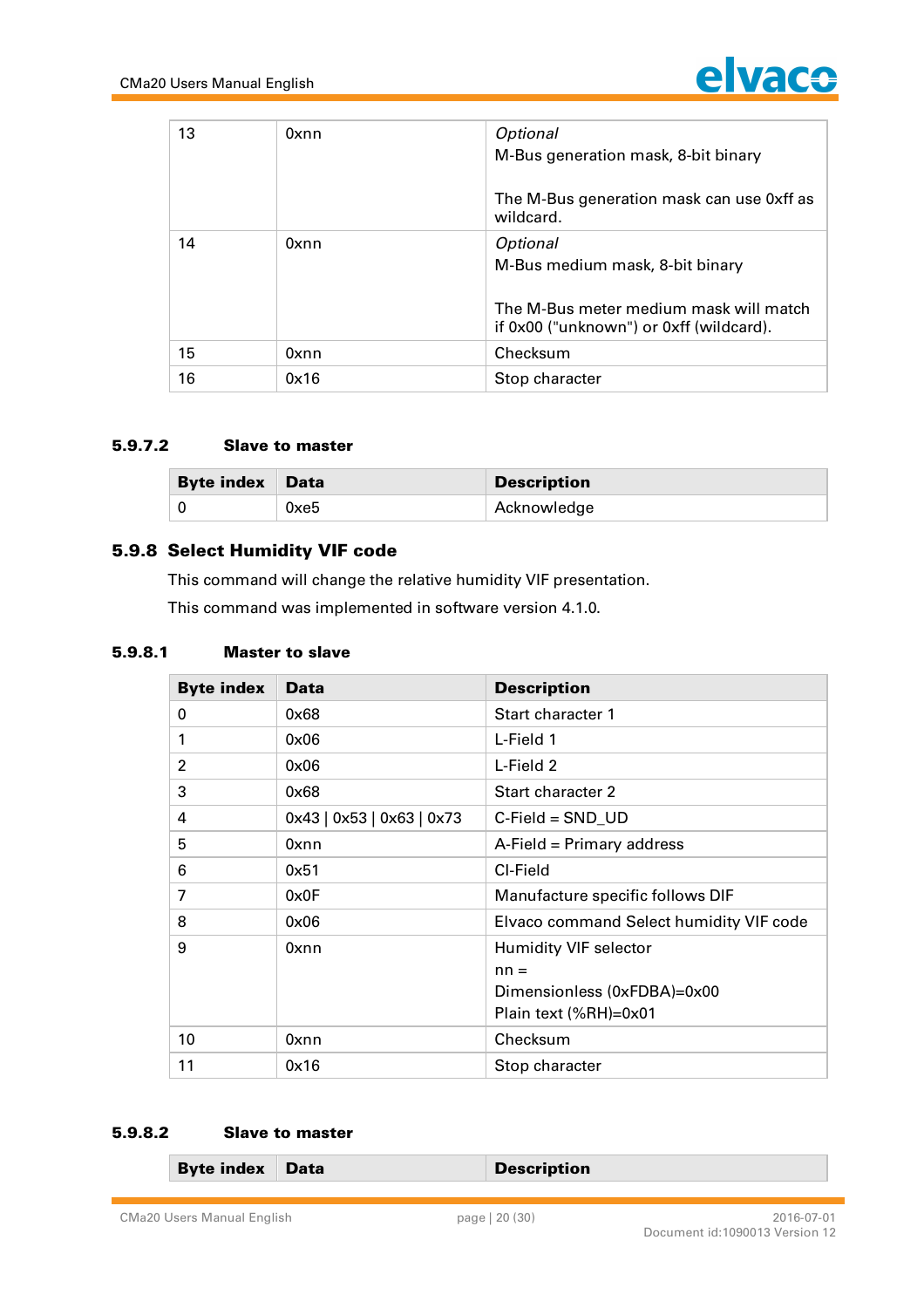| | | |
|---|---|---|
| 13 | 0xnn | *Optional*<br>M-Bus generation mask, 8-bit binary<br><br>The M-Bus generation mask can use 0xff as wildcard. |
| 14 | 0xnn | *Optional*<br>M-Bus medium mask, 8-bit binary<br><br>The M-Bus meter medium mask will match if 0x00 ("unknown") or 0xff (wildcard). |
| 15 | 0xnn | Checksum |
| 16 | 0x16 | Stop character |

#### 5.9.7.2 Slave to master

| Byte index | Data | Description |
|---|---|---|
| 0 | 0xe5 | Acknowledge |

### 5.9.8 Select Humidity VIF code

This command will change the relative humidity VIF presentation.

This command was implemented in software version 4.1.0.

#### 5.9.8.1 Master to slave

| Byte index | Data | Description |
|---|---|---|
| 0 | 0x68 | Start character 1 |
| 1 | 0x06 | L-Field 1 |
| 2 | 0x06 | L-Field 2 |
| 3 | 0x68 | Start character 2 |
| 4 | 0x43 \| 0x53 \| 0x63 \| 0x73 | C-Field = SND_UD |
| 5 | 0xnn | A-Field = Primary address |
| 6 | 0x51 | CI-Field |
| 7 | 0x0F | Manufacture specific follows DIF |
| 8 | 0x06 | Elvaco command Select humidity VIF code |
| 9 | 0xnn | Humidity VIF selector<br>nn =<br>Dimensionless (0xFDBA)=0x00<br>Plain text (%RH)=0x01 |
| 10 | 0xnn | Checksum |
| 11 | 0x16 | Stop character |

#### 5.9.8.2 Slave to master

| Byte index | Data | Description |
|---|---|---|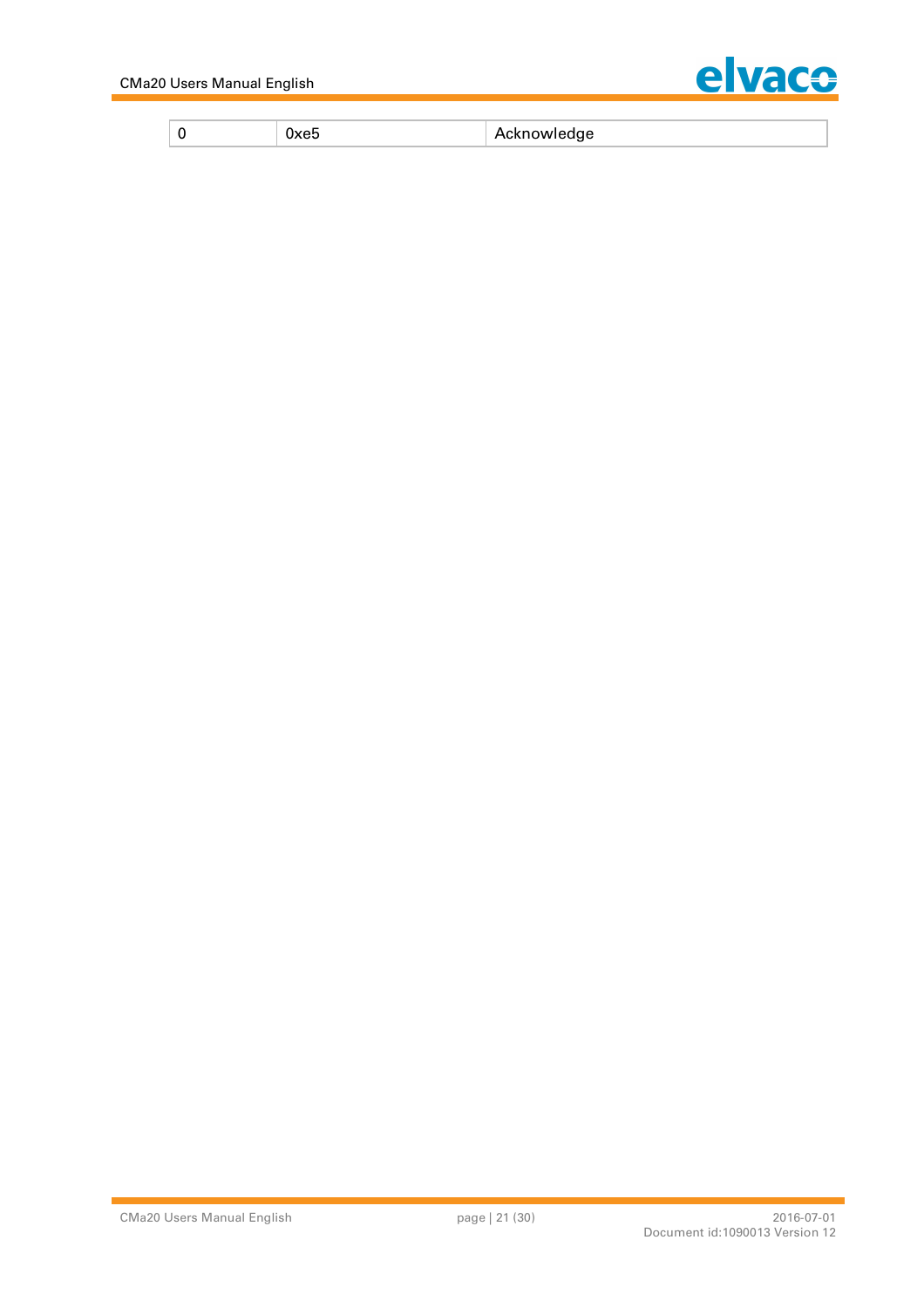| 0 | 0xe5 | Acknowledge |
|---|---|---|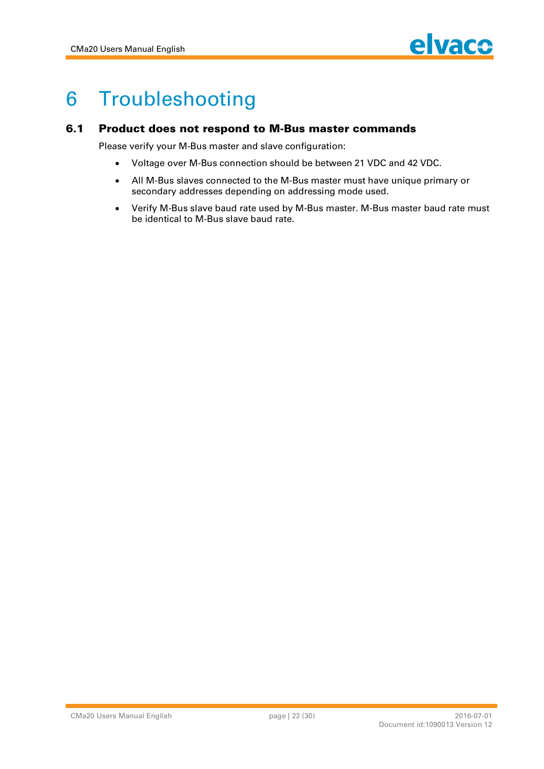# 6 Troubleshooting

## 6.1 Product does not respond to M-Bus master commands

Please verify your M-Bus master and slave configuration:

- Voltage over M-Bus connection should be between 21 VDC and 42 VDC.
- All M-Bus slaves connected to the M-Bus master must have unique primary or secondary addresses depending on addressing mode used.
- Verify M-Bus slave baud rate used by M-Bus master. M-Bus master baud rate must be identical to M-Bus slave baud rate.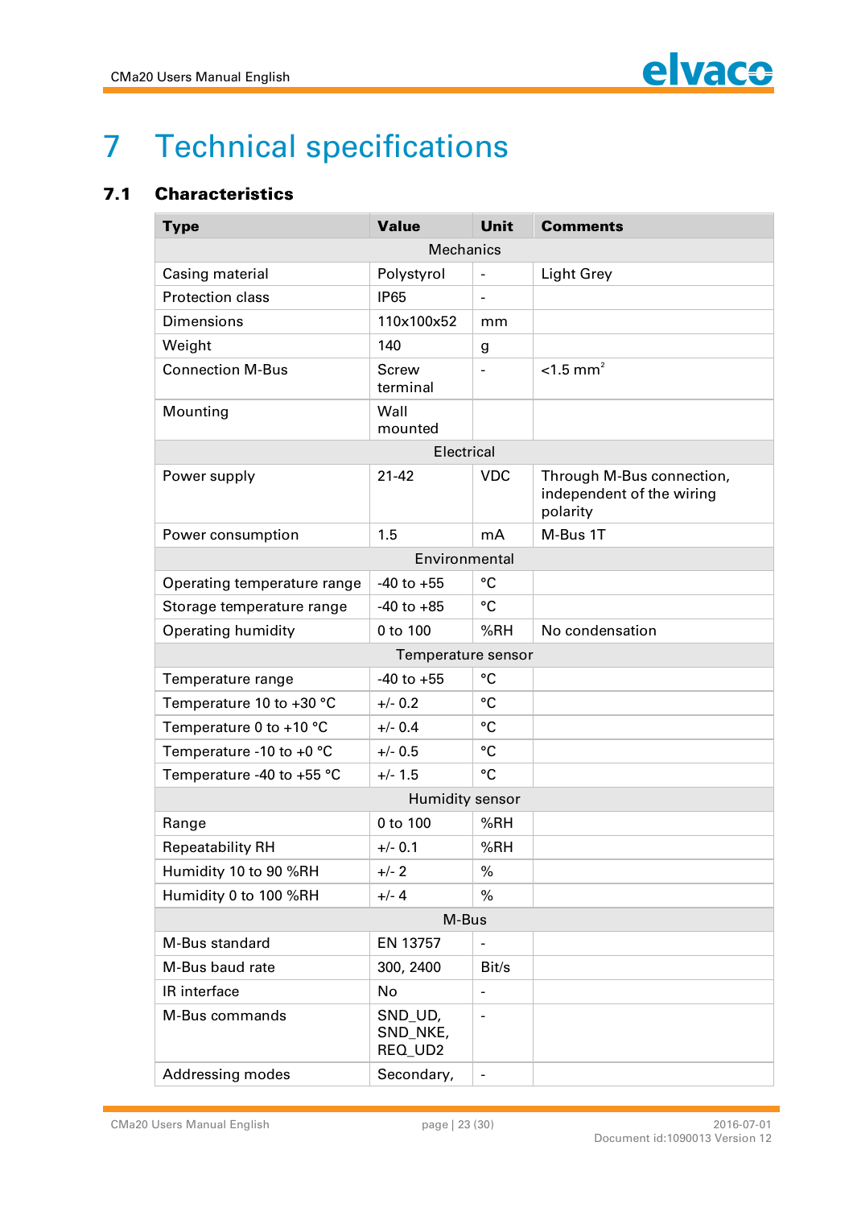# 7 Technical specifications

## 7.1 Characteristics

| Type | Value | Unit | Comments |
|---|---|---|---|
| Mechanics | | | |
| Casing material | Polystyrol | - | Light Grey |
| Protection class | IP65 | - | |
| Dimensions | 110x100x52 | mm | |
| Weight | 140 | g | |
| Connection M-Bus | Screw terminal | - | <1.5 $mm^2$ |
| Mounting | Wall mounted | | |
| Electrical | | | |
| Power supply | 21-42 | VDC | Through M-Bus connection, independent of the wiring polarity |
| Power consumption | 1.5 | mA | M-Bus 1T |
| Environmental | | | |
| Operating temperature range | -40 to +55 | °C | |
| Storage temperature range | -40 to +85 | °C | |
| Operating humidity | 0 to 100 | %RH | No condensation |
| Temperature sensor | | | |
| Temperature range | -40 to +55 | °C | |
| Temperature 10 to +30 °C | +/- 0.2 | °C | |
| Temperature 0 to +10 °C | +/- 0.4 | °C | |
| Temperature -10 to +0 °C | +/- 0.5 | °C | |
| Temperature -40 to +55 °C | +/- 1.5 | °C | |
| Humidity sensor | | | |
| Range | 0 to 100 | %RH | |
| Repeatability RH | +/- 0.1 | %RH | |
| Humidity 10 to 90 %RH | +/- 2 | % | |
| Humidity 0 to 100 %RH | +/- 4 | % | |
| M-Bus | | | |
| M-Bus standard | EN 13757 | - | |
| M-Bus baud rate | 300, 2400 | Bit/s | |
| IR interface | No | - | |
| M-Bus commands | SND_UD, SND_NKE, REQ_UD2 | - | |
| Addressing modes | Secondary, | - | |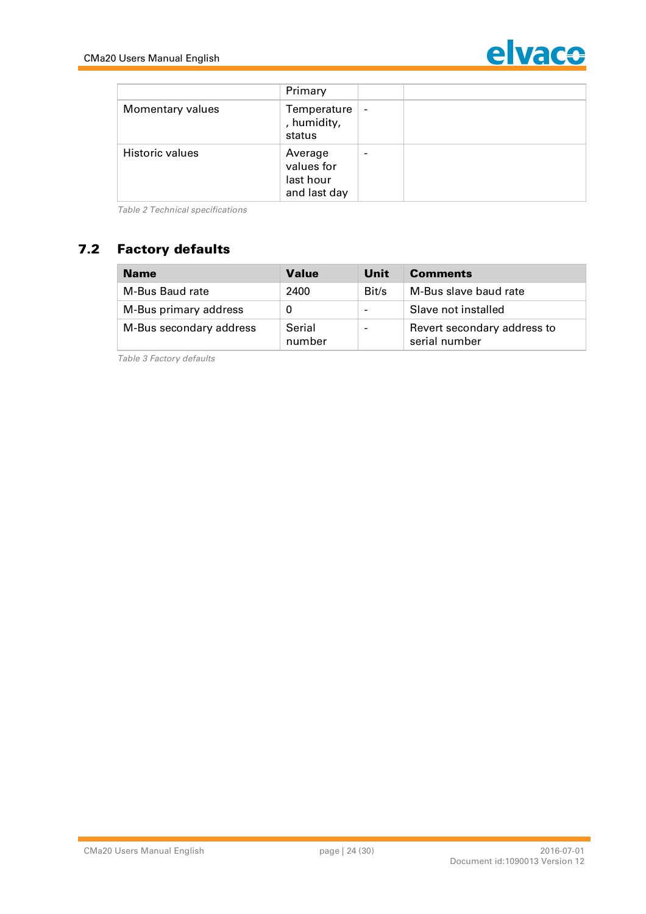| | Primary | | |
|---|---|---|---|
| Momentary values | Temperature, humidity, status | - | |
| Historic values | Average values for last hour and last day | - | |

*Table 2 Technical specifications*

## 7.2 Factory defaults

| Name | Value | Unit | Comments |
|---|---|---|---|
| M-Bus Baud rate | 2400 | Bit/s | M-Bus slave baud rate |
| M-Bus primary address | 0 | - | Slave not installed |
| M-Bus secondary address | Serial number | - | Revert secondary address to serial number |

*Table 3 Factory defaults*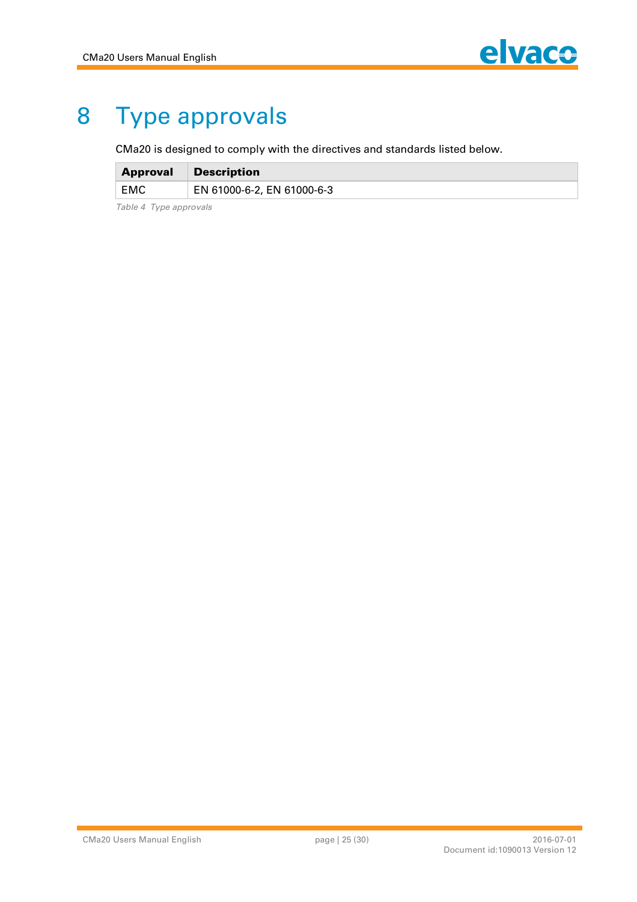# 8 Type approvals

CMa20 is designed to comply with the directives and standards listed below.

| Approval | Description |
|---|---|
| EMC | EN 61000-6-2, EN 61000-6-3 |

*Table 4 Type approvals*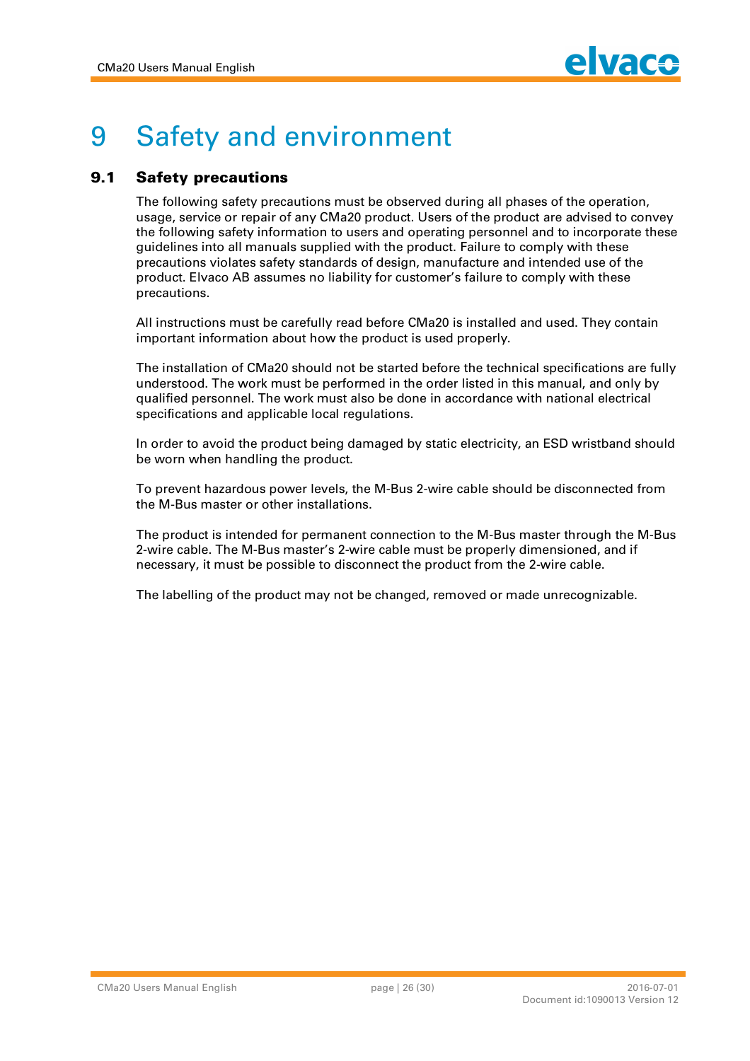# 9 Safety and environment

## 9.1 Safety precautions

The following safety precautions must be observed during all phases of the operation, usage, service or repair of any CMa20 product. Users of the product are advised to convey the following safety information to users and operating personnel and to incorporate these guidelines into all manuals supplied with the product. Failure to comply with these precautions violates safety standards of design, manufacture and intended use of the product. Elvaco AB assumes no liability for customer's failure to comply with these precautions.

All instructions must be carefully read before CMa20 is installed and used. They contain important information about how the product is used properly.

The installation of CMa20 should not be started before the technical specifications are fully understood. The work must be performed in the order listed in this manual, and only by qualified personnel. The work must also be done in accordance with national electrical specifications and applicable local regulations.

In order to avoid the product being damaged by static electricity, an ESD wristband should be worn when handling the product.

To prevent hazardous power levels, the M-Bus 2-wire cable should be disconnected from the M-Bus master or other installations.

The product is intended for permanent connection to the M-Bus master through the M-Bus 2-wire cable. The M-Bus master's 2-wire cable must be properly dimensioned, and if necessary, it must be possible to disconnect the product from the 2-wire cable.

The labelling of the product may not be changed, removed or made unrecognizable.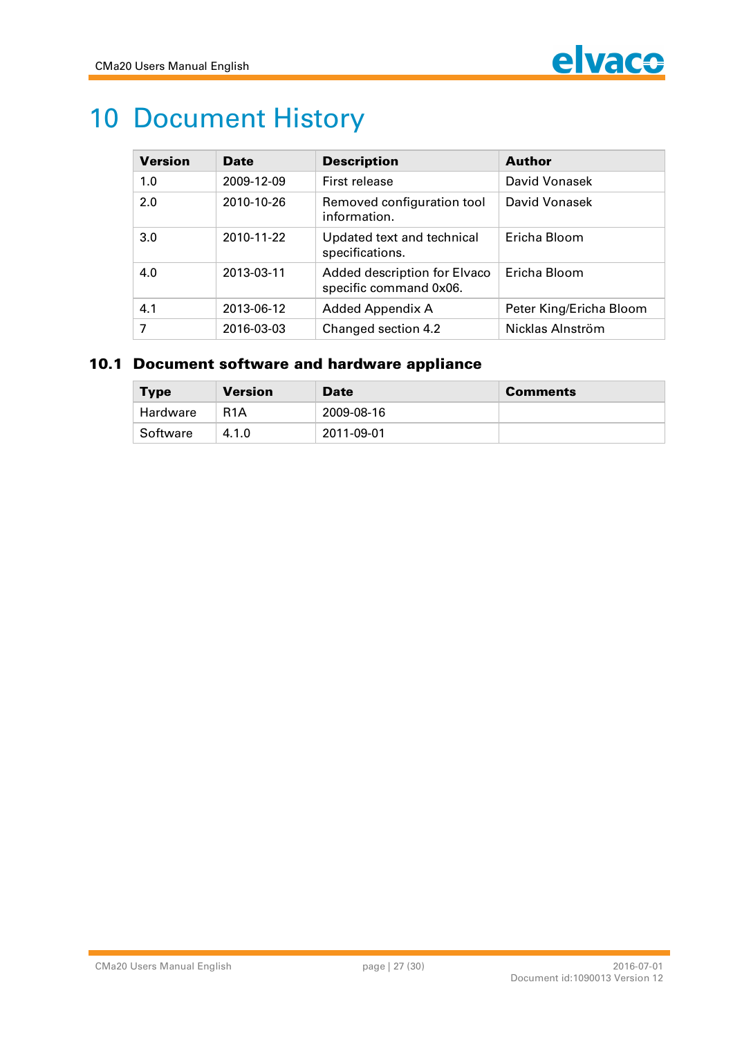# 10 Document History

| Version | Date | Description | Author |
|---|---|---|---|
| 1.0 | 2009-12-09 | First release | David Vonasek |
| 2.0 | 2010-10-26 | Removed configuration tool information. | David Vonasek |
| 3.0 | 2010-11-22 | Updated text and technical specifications. | Ericha Bloom |
| 4.0 | 2013-03-11 | Added description for Elvaco specific command 0x06. | Ericha Bloom |
| 4.1 | 2013-06-12 | Added Appendix A | Peter King/Ericha Bloom |
| 7 | 2016-03-03 | Changed section 4.2 | Nicklas Alnström |

## 10.1 Document software and hardware appliance

| Type | Version | Date | Comments |
|---|---|---|---|
| Hardware | R1A | 2009-08-16 | |
| Software | 4.1.0 | 2011-09-01 | |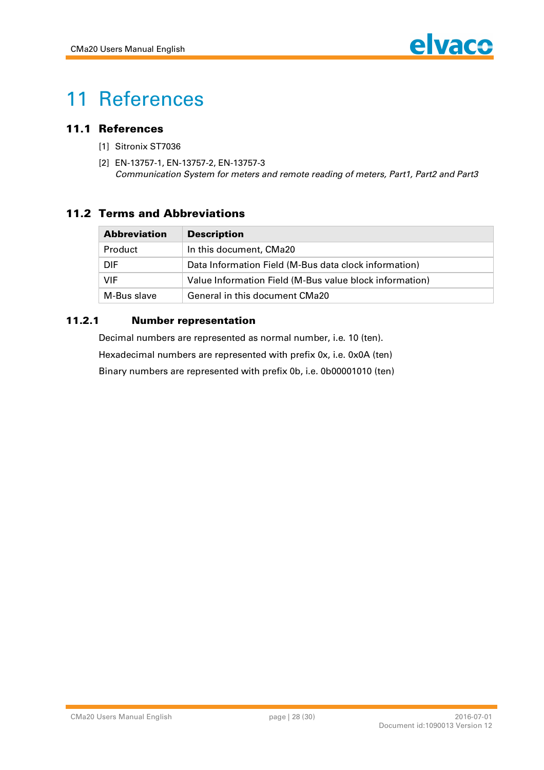# 11 References

## 11.1 References

[1] Sitronix ST7036

[2] EN-13757-1, EN-13757-2, EN-13757-3
*Communication System for meters and remote reading of meters, Part1, Part2 and Part3*

## 11.2 Terms and Abbreviations

| Abbreviation | Description |
|---|---|
| Product | In this document, CMa20 |
| DIF | Data Information Field (M-Bus data clock information) |
| VIF | Value Information Field (M-Bus value block information) |
| M-Bus slave | General in this document CMa20 |

### 11.2.1 Number representation

Decimal numbers are represented as normal number, i.e. 10 (ten).

Hexadecimal numbers are represented with prefix 0x, i.e. 0x0A (ten)

Binary numbers are represented with prefix 0b, i.e. 0b00001010 (ten)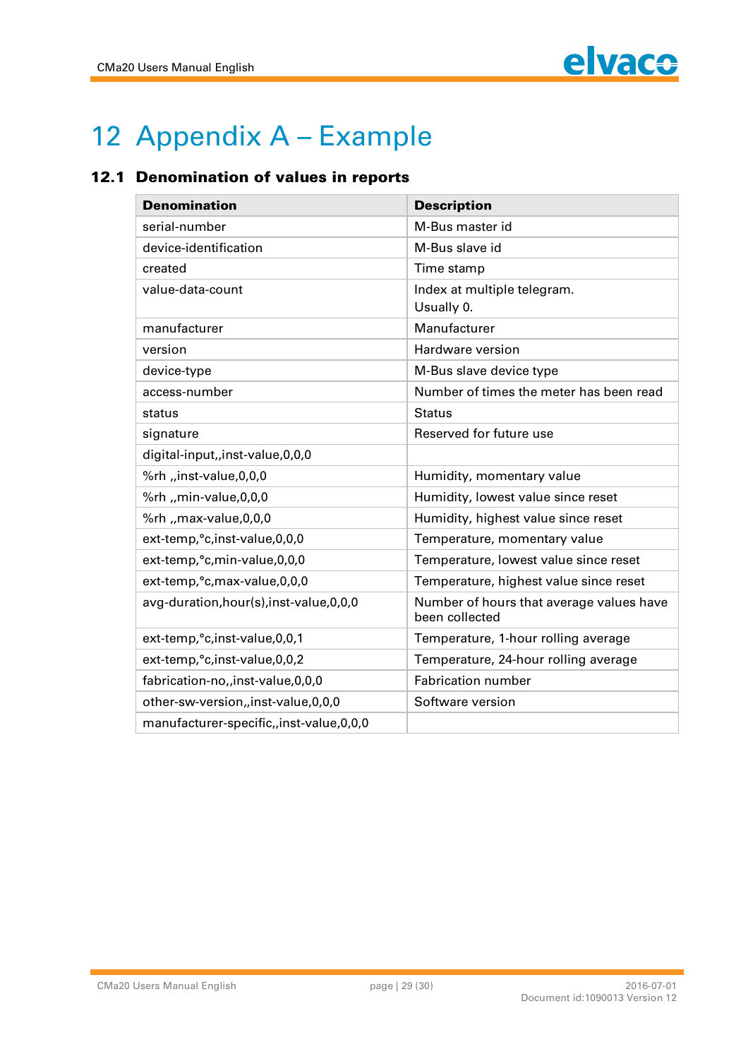# 12 Appendix A – Example

## 12.1 Denomination of values in reports

| Denomination | Description |
|---|---|
| serial-number | M-Bus master id |
| device-identification | M-Bus slave id |
| created | Time stamp |
| value-data-count | Index at multiple telegram. Usually 0. |
| manufacturer | Manufacturer |
| version | Hardware version |
| device-type | M-Bus slave device type |
| access-number | Number of times the meter has been read |
| status | Status |
| signature | Reserved for future use |
| digital-input,,inst-value,0,0,0 | |
| %rh ,,inst-value,0,0,0 | Humidity, momentary value |
| %rh ,,min-value,0,0,0 | Humidity, lowest value since reset |
| %rh ,,max-value,0,0,0 | Humidity, highest value since reset |
| ext-temp,°c,inst-value,0,0,0 | Temperature, momentary value |
| ext-temp,°c,min-value,0,0,0 | Temperature, lowest value since reset |
| ext-temp,°c,max-value,0,0,0 | Temperature, highest value since reset |
| avg-duration,hour(s),inst-value,0,0,0 | Number of hours that average values have been collected |
| ext-temp,°c,inst-value,0,0,1 | Temperature, 1-hour rolling average |
| ext-temp,°c,inst-value,0,0,2 | Temperature, 24-hour rolling average |
| fabrication-no,,inst-value,0,0,0 | Fabrication number |
| other-sw-version,,inst-value,0,0,0 | Software version |
| manufacturer-specific,,inst-value,0,0,0 | |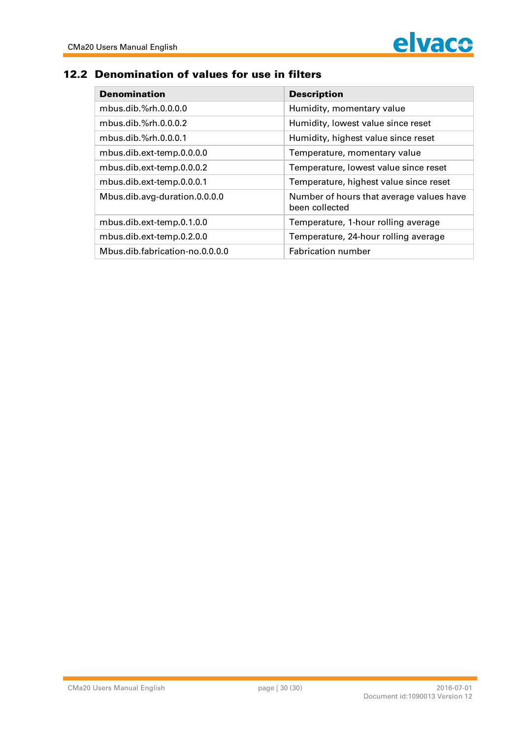## 12.2 Denomination of values for use in filters

| Denomination | Description |
|---|---|
| mbus.dib.%rh.0.0.0.0 | Humidity, momentary value |
| mbus.dib.%rh.0.0.0.2 | Humidity, lowest value since reset |
| mbus.dib.%rh.0.0.0.1 | Humidity, highest value since reset |
| mbus.dib.ext-temp.0.0.0.0 | Temperature, momentary value |
| mbus.dib.ext-temp.0.0.0.2 | Temperature, lowest value since reset |
| mbus.dib.ext-temp.0.0.0.1 | Temperature, highest value since reset |
| Mbus.dib.avg-duration.0.0.0.0 | Number of hours that average values have been collected |
| mbus.dib.ext-temp.0.1.0.0 | Temperature, 1-hour rolling average |
| mbus.dib.ext-temp.0.2.0.0 | Temperature, 24-hour rolling average |
| Mbus.dib.fabrication-no.0.0.0.0 | Fabrication number |